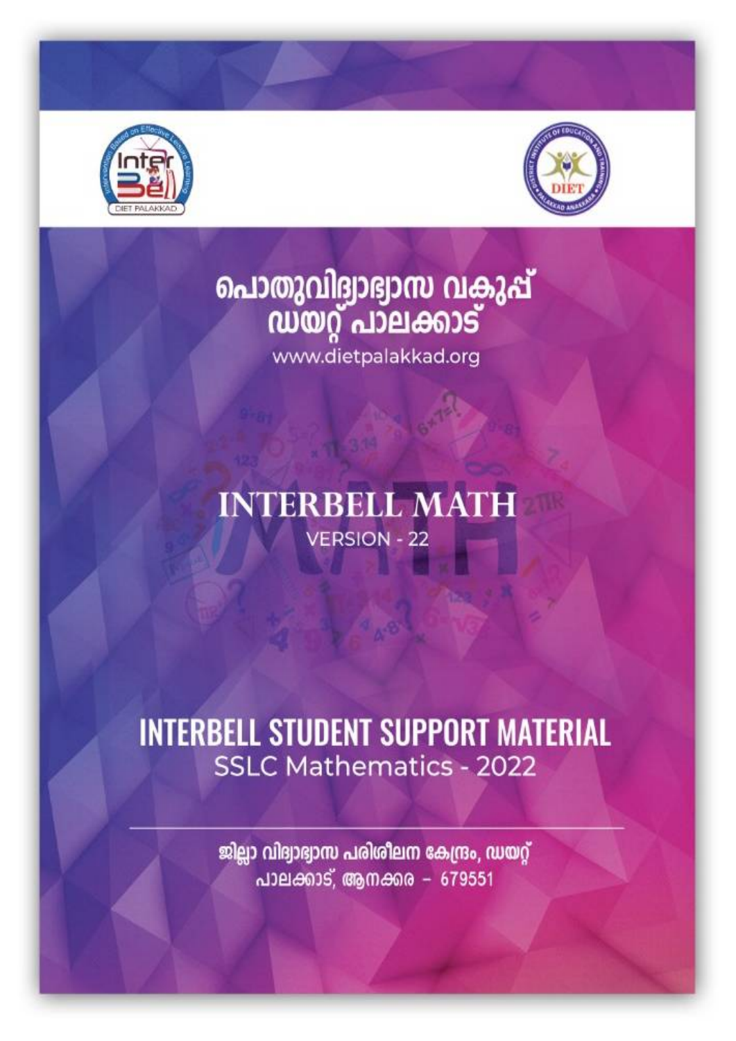# പൊതുവിദ്യാഭ്യാസ വകുപ്പ്
# ഡയറ്റ് പാലക്കാട്

www.dietpalakkad.org

## INTERBELL MATH

VERSION - 22

## INTERBELL STUDENT SUPPORT MATERIAL

SSLC Mathematics - 2022

ജില്ലാ വിദ്യാഭ്യാസ പരിശീലന കേന്ദ്രം, ഡയറ്റ്
പാലക്കാട്, ആനക്കര - 679551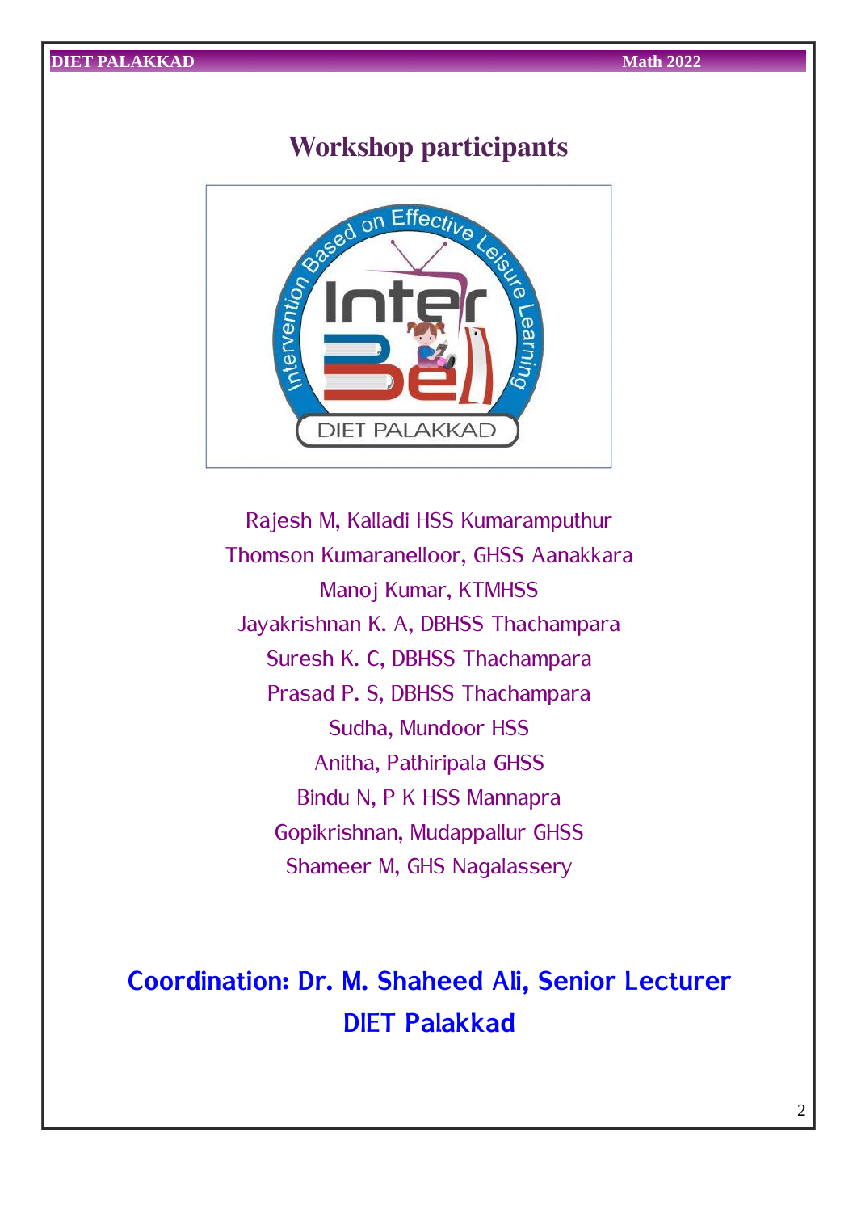# Workshop participants

Rajesh M, Kalladi HSS Kumaramputhur

Thomson Kumaranelloor, GHSS Aanakkara

Manoj Kumar, KTMHSS

Jayakrishnan K. A, DBHSS Thachampara

Suresh K. C, DBHSS Thachampara

Prasad P. S, DBHSS Thachampara

Sudha, Mundoor HSS

Anitha, Pathiripala GHSS

Bindu N, P K HSS Mannapra

Gopikrishnan, Mudappallur GHSS

Shameer M, GHS Nagalassery

**Coordination: Dr. M. Shaheed Ali, Senior Lecturer**
**DIET Palakkad**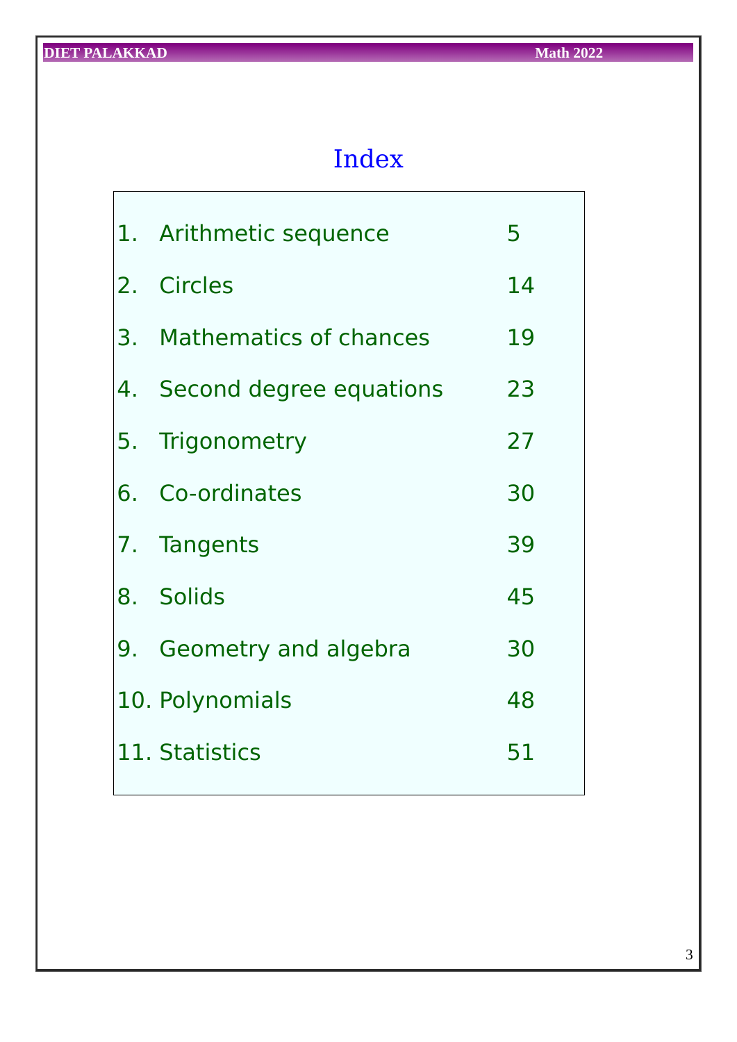# Index

| | | |
|---|---|---|
| 1. | Arithmetic sequence | 5 |
| 2. | Circles | 14 |
| 3. | Mathematics of chances | 19 |
| 4. | Second degree equations | 23 |
| 5. | Trigonometry | 27 |
| 6. | Co-ordinates | 30 |
| 7. | Tangents | 39 |
| 8. | Solids | 45 |
| 9. | Geometry and algebra | 30 |
| 10. | Polynomials | 48 |
| 11. | Statistics | 51 |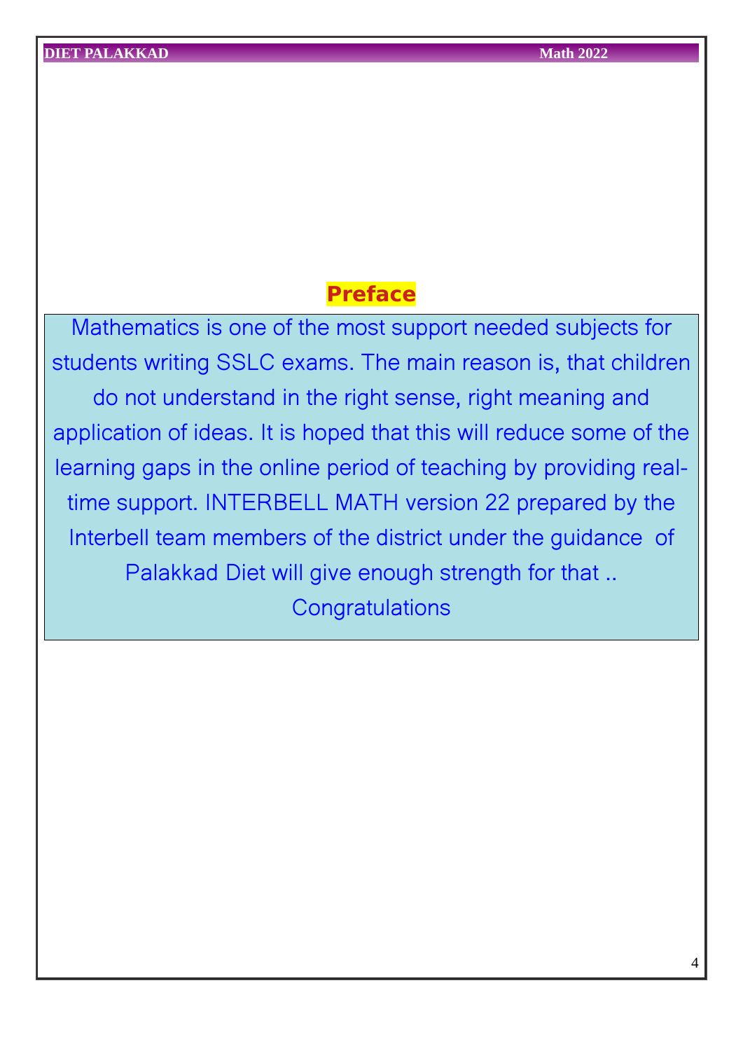# Preface

Mathematics is one of the most support needed subjects for students writing SSLC exams. The main reason is, that children do not understand in the right sense, right meaning and application of ideas. It is hoped that this will reduce some of the learning gaps in the online period of teaching by providing real-time support. INTERBELL MATH version 22 prepared by the Interbell team members of the district under the guidance of Palakkad Diet will give enough strength for that ..

Congratulations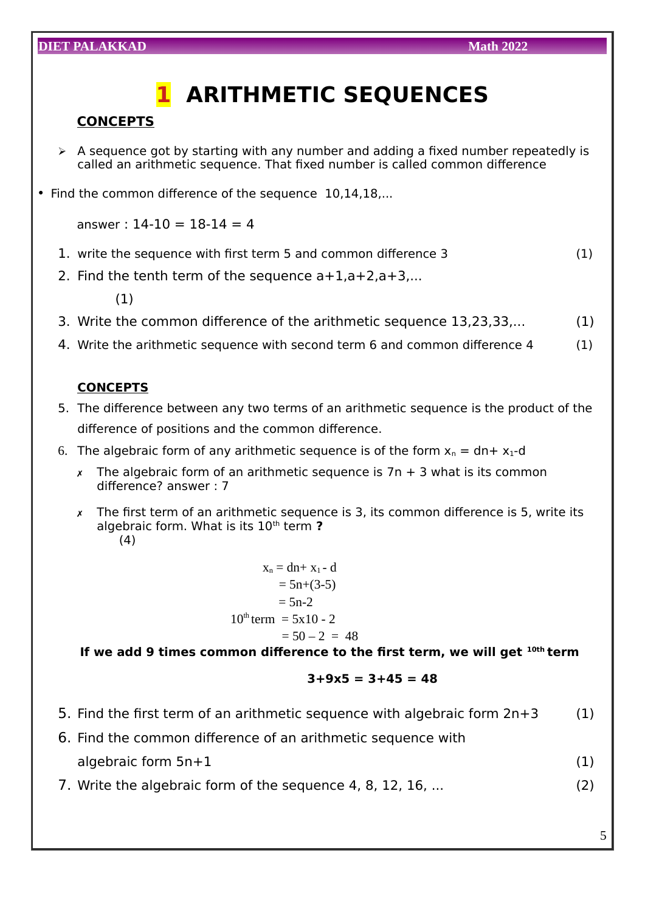# 1 ARITHMETIC SEQUENCES

**CONCEPTS**

- A sequence got by starting with any number and adding a fixed number repeatedly is called an arithmetic sequence. That fixed number is called common difference

- Find the common difference of the sequence 10,14,18,...

  answer : 14-10 = 18-14 = 4

1. write the sequence with first term 5 and common difference 3 (1)
2. Find the tenth term of the sequence a+1,a+2,a+3,... (1)
3. Write the common difference of the arithmetic sequence 13,23,33,... (1)
4. Write the arithmetic sequence with second term 6 and common difference 4 (1)

**CONCEPTS**

5. The difference between any two terms of an arithmetic sequence is the product of the difference of positions and the common difference.
6. The algebraic form of any arithmetic sequence is of the form $x_n = dn + x_1 - d$

- ✗ The algebraic form of an arithmetic sequence is 7n + 3 what is its common difference? answer : 7
- ✗ The first term of an arithmetic sequence is 3, its common difference is 5, write its algebraic form. What is its 10th term **?** (4)

$$x_n = dn + x_1 - d$$
$$= 5n + (3-5)$$
$$= 5n - 2$$
$$10^{th} \text{ term } = 5 \times 10 - 2$$
$$= 50 - 2 = 48$$

**If we add 9 times common difference to the first term, we will get 10th term**

**3+9x5 = 3+45 = 48**

5. Find the first term of an arithmetic sequence with algebraic form 2n+3 (1)
6. Find the common difference of an arithmetic sequence with algebraic form 5n+1 (1)
7. Write the algebraic form of the sequence 4, 8, 12, 16, ... (2)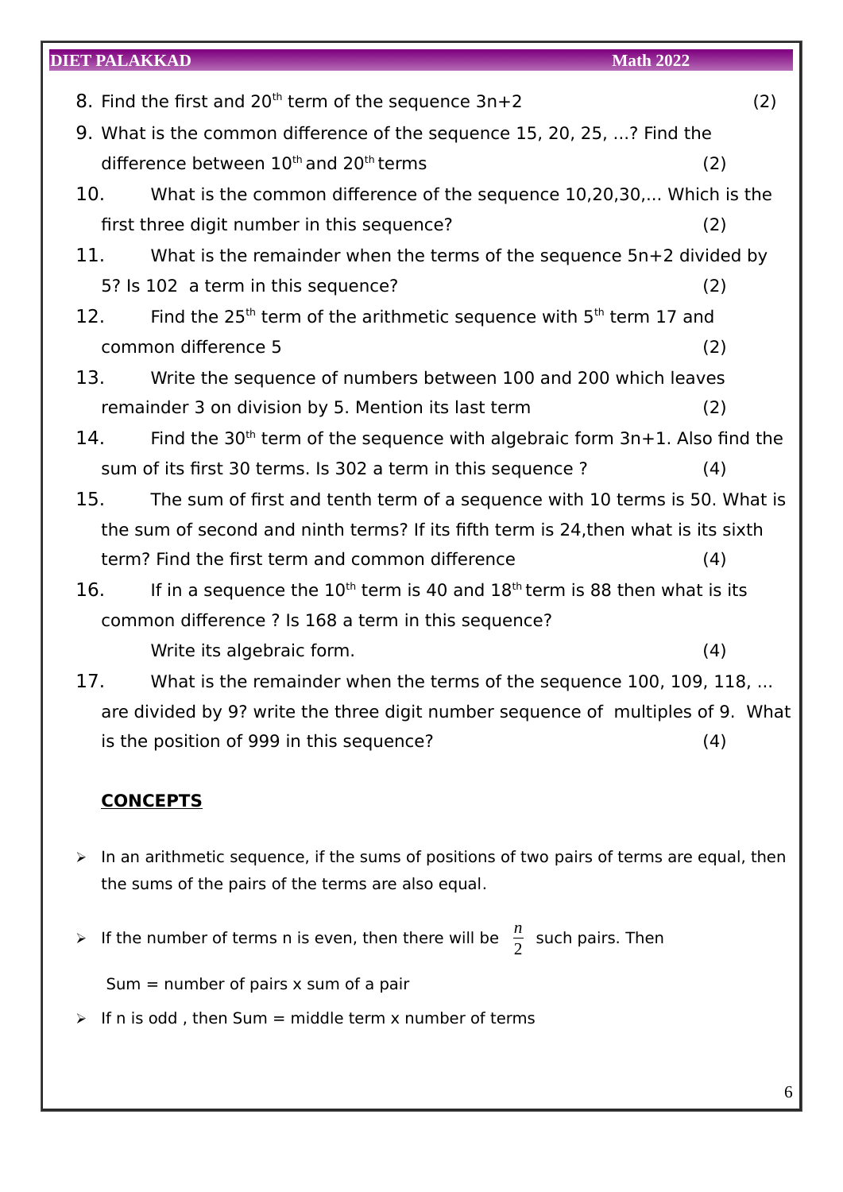8. Find the first and $20^{th}$ term of the sequence $3n+2$ (2)
9. What is the common difference of the sequence 15, 20, 25, ...? Find the difference between $10^{th}$ and $20^{th}$ terms (2)
10. What is the common difference of the sequence 10,20,30,... Which is the first three digit number in this sequence? (2)
11. What is the remainder when the terms of the sequence $5n+2$ divided by 5? Is 102 a term in this sequence? (2)
12. Find the $25^{th}$ term of the arithmetic sequence with $5^{th}$ term 17 and common difference 5 (2)
13. Write the sequence of numbers between 100 and 200 which leaves remainder 3 on division by 5. Mention its last term (2)
14. Find the $30^{th}$ term of the sequence with algebraic form $3n+1$. Also find the sum of its first 30 terms. Is 302 a term in this sequence ? (4)
15. The sum of first and tenth term of a sequence with 10 terms is 50. What is the sum of second and ninth terms? If its fifth term is 24,then what is its sixth term? Find the first term and common difference (4)
16. If in a sequence the $10^{th}$ term is 40 and $18^{th}$ term is 88 then what is its common difference ? Is 168 a term in this sequence?
    Write its algebraic form. (4)
17. What is the remainder when the terms of the sequence 100, 109, 118, ... are divided by 9? write the three digit number sequence of multiples of 9. What is the position of 999 in this sequence? (4)

**CONCEPTS**

- In an arithmetic sequence, if the sums of positions of two pairs of terms are equal, then the sums of the pairs of the terms are also equal.
- If the number of terms n is even, then there will be $\frac{n}{2}$ such pairs. Then

  Sum = number of pairs x sum of a pair
- If n is odd , then Sum = middle term x number of terms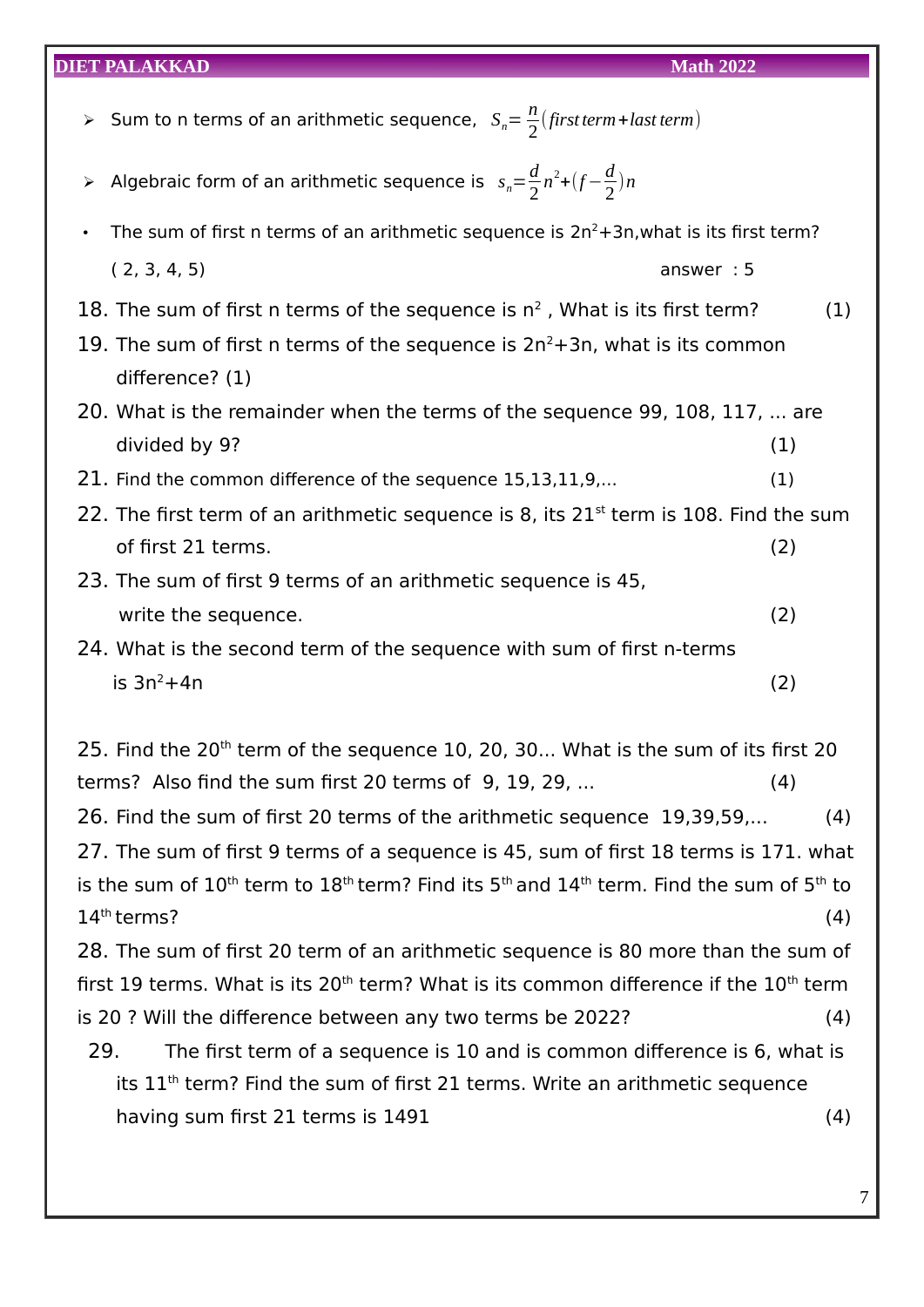- Sum to n terms of an arithmetic sequence, $S_n = \frac{n}{2}(first\,term + last\,term)$

- Algebraic form of an arithmetic sequence is $s_n = \frac{d}{2}n^2 + (f - \frac{d}{2})n$

- The sum of first n terms of an arithmetic sequence is $2n^2+3n$, what is its first term?

  ( 2, 3, 4, 5) answer : 5

18. The sum of first n terms of the sequence is $n^2$ , What is its first term? (1)
19. The sum of first n terms of the sequence is $2n^2+3n$, what is its common difference? (1)
20. What is the remainder when the terms of the sequence 99, 108, 117, ... are divided by 9? (1)
21. Find the common difference of the sequence 15,13,11,9,... (1)
22. The first term of an arithmetic sequence is 8, its $21^{st}$ term is 108. Find the sum of first 21 terms. (2)
23. The sum of first 9 terms of an arithmetic sequence is 45, write the sequence. (2)
24. What is the second term of the sequence with sum of first n-terms is $3n^2+4n$ (2)

25. Find the $20^{th}$ term of the sequence 10, 20, 30... What is the sum of its first 20 terms? Also find the sum first 20 terms of 9, 19, 29, ... (4)
26. Find the sum of first 20 terms of the arithmetic sequence 19,39,59,... (4)
27. The sum of first 9 terms of a sequence is 45, sum of first 18 terms is 171. what is the sum of $10^{th}$ term to $18^{th}$ term? Find its $5^{th}$ and $14^{th}$ term. Find the sum of $5^{th}$ to $14^{th}$ terms? (4)
28. The sum of first 20 term of an arithmetic sequence is 80 more than the sum of first 19 terms. What is its $20^{th}$ term? What is its common difference if the $10^{th}$ term is 20 ? Will the difference between any two terms be 2022? (4)
29. The first term of a sequence is 10 and is common difference is 6, what is its $11^{th}$ term? Find the sum of first 21 terms. Write an arithmetic sequence having sum first 21 terms is 1491 (4)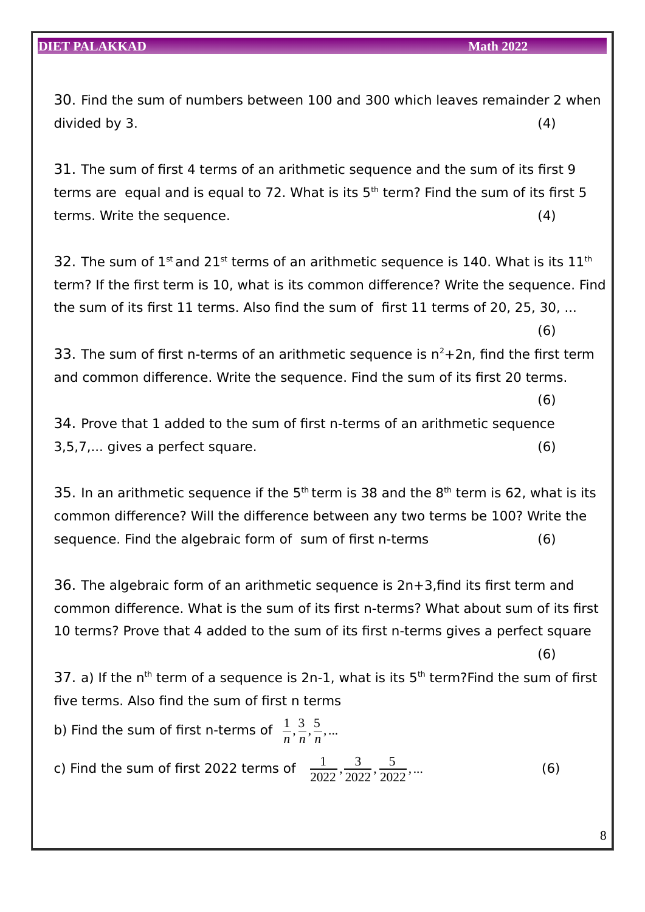30. Find the sum of numbers between 100 and 300 which leaves remainder 2 when divided by 3. (4)

31. The sum of first 4 terms of an arithmetic sequence and the sum of its first 9 terms are equal and is equal to 72. What is its $5^{th}$ term? Find the sum of its first 5 terms. Write the sequence. (4)

32. The sum of $1^{st}$ and $21^{st}$ terms of an arithmetic sequence is 140. What is its $11^{th}$ term? If the first term is 10, what is its common difference? Write the sequence. Find the sum of its first 11 terms. Also find the sum of first 11 terms of 20, 25, 30, ... (6)

33. The sum of first n-terms of an arithmetic sequence is $n^2+2n$, find the first term and common difference. Write the sequence. Find the sum of its first 20 terms. (6)

34. Prove that 1 added to the sum of first n-terms of an arithmetic sequence 3,5,7,... gives a perfect square. (6)

35. In an arithmetic sequence if the $5^{th}$ term is 38 and the $8^{th}$ term is 62, what is its common difference? Will the difference between any two terms be 100? Write the sequence. Find the algebraic form of sum of first n-terms (6)

36. The algebraic form of an arithmetic sequence is 2n+3,find its first term and common difference. What is the sum of its first n-terms? What about sum of its first 10 terms? Prove that 4 added to the sum of its first n-terms gives a perfect square (6)

37. a) If the $n^{th}$ term of a sequence is 2n-1, what is its $5^{th}$ term?Find the sum of first five terms. Also find the sum of first n terms

b) Find the sum of first n-terms of $\frac{1}{n}, \frac{3}{n}, \frac{5}{n}, \ldots$

c) Find the sum of first 2022 terms of $\frac{1}{2022}, \frac{3}{2022}, \frac{5}{2022}, \ldots$ (6)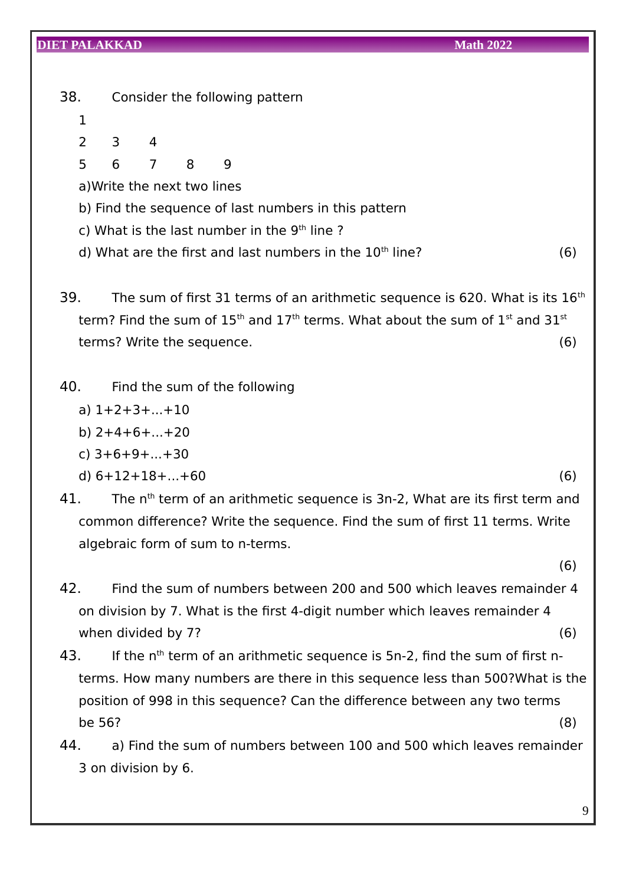38. Consider the following pattern

1

2 3 4

5 6 7 8 9

a)Write the next two lines

b) Find the sequence of last numbers in this pattern

c) What is the last number in the $9^{th}$ line ?

d) What are the first and last numbers in the $10^{th}$ line? (6)

39. The sum of first 31 terms of an arithmetic sequence is 620. What is its $16^{th}$ term? Find the sum of $15^{th}$ and $17^{th}$ terms. What about the sum of $1^{st}$ and $31^{st}$ terms? Write the sequence. (6)

40. Find the sum of the following

a) 1+2+3+...+10

b) 2+4+6+...+20

c) 3+6+9+...+30

d) 6+12+18+...+60 (6)

41. The $n^{th}$ term of an arithmetic sequence is $3n-2$, What are its first term and common difference? Write the sequence. Find the sum of first 11 terms. Write algebraic form of sum to n-terms.

(6)

42. Find the sum of numbers between 200 and 500 which leaves remainder 4 on division by 7. What is the first 4-digit number which leaves remainder 4 when divided by 7? (6)

43. If the $n^{th}$ term of an arithmetic sequence is $5n-2$, find the sum of first n-terms. How many numbers are there in this sequence less than 500?What is the position of 998 in this sequence? Can the difference between any two terms be 56? (8)

44. a) Find the sum of numbers between 100 and 500 which leaves remainder 3 on division by 6.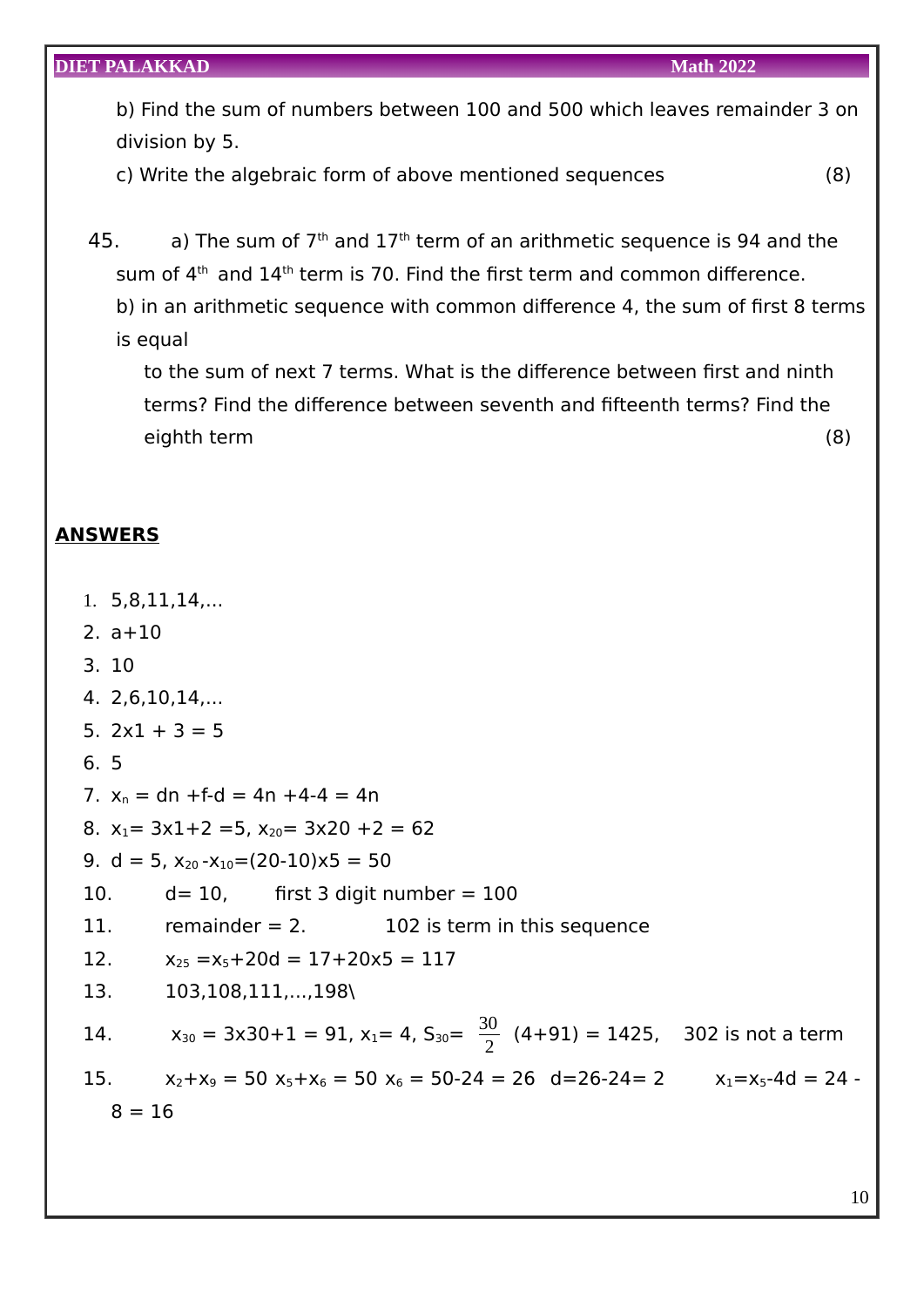b) Find the sum of numbers between 100 and 500 which leaves remainder 3 on division by 5.

c) Write the algebraic form of above mentioned sequences (8)

45. a) The sum of $7^{th}$ and $17^{th}$ term of an arithmetic sequence is 94 and the sum of $4^{th}$ and $14^{th}$ term is 70. Find the first term and common difference.

b) in an arithmetic sequence with common difference 4, the sum of first 8 terms is equal to the sum of next 7 terms. What is the difference between first and ninth terms? Find the difference between seventh and fifteenth terms? Find the eighth term (8)

**ANSWERS**

1. 5,8,11,14,...
2. a+10
3. 10
4. 2,6,10,14,...
5. 2x1 + 3 = 5
6. 5
7. $x_n$ = dn +f-d = 4n +4-4 = 4n
8. $x_1$= 3x1+2 =5, $x_{20}$= 3x20 +2 = 62
9. d = 5, $x_{20}$ -$x_{10}$=(20-10)x5 = 50
10. d= 10, first 3 digit number = 100
11. remainder = 2. 102 is term in this sequence
12. $x_{25}$ =$x_5$+20d = 17+20x5 = 117
13. 103,108,111,...,198\
14. $x_{30}$ = 3x30+1 = 91, $x_1$= 4, $S_{30}$= $\frac{30}{2}$ (4+91) = 1425, 302 is not a term
15. $x_2$+$x_9$ = 50 $x_5$+$x_6$ = 50 $x_6$ = 50-24 = 26 d=26-24= 2 $x_1$=$x_5$-4d = 24 - 8 = 16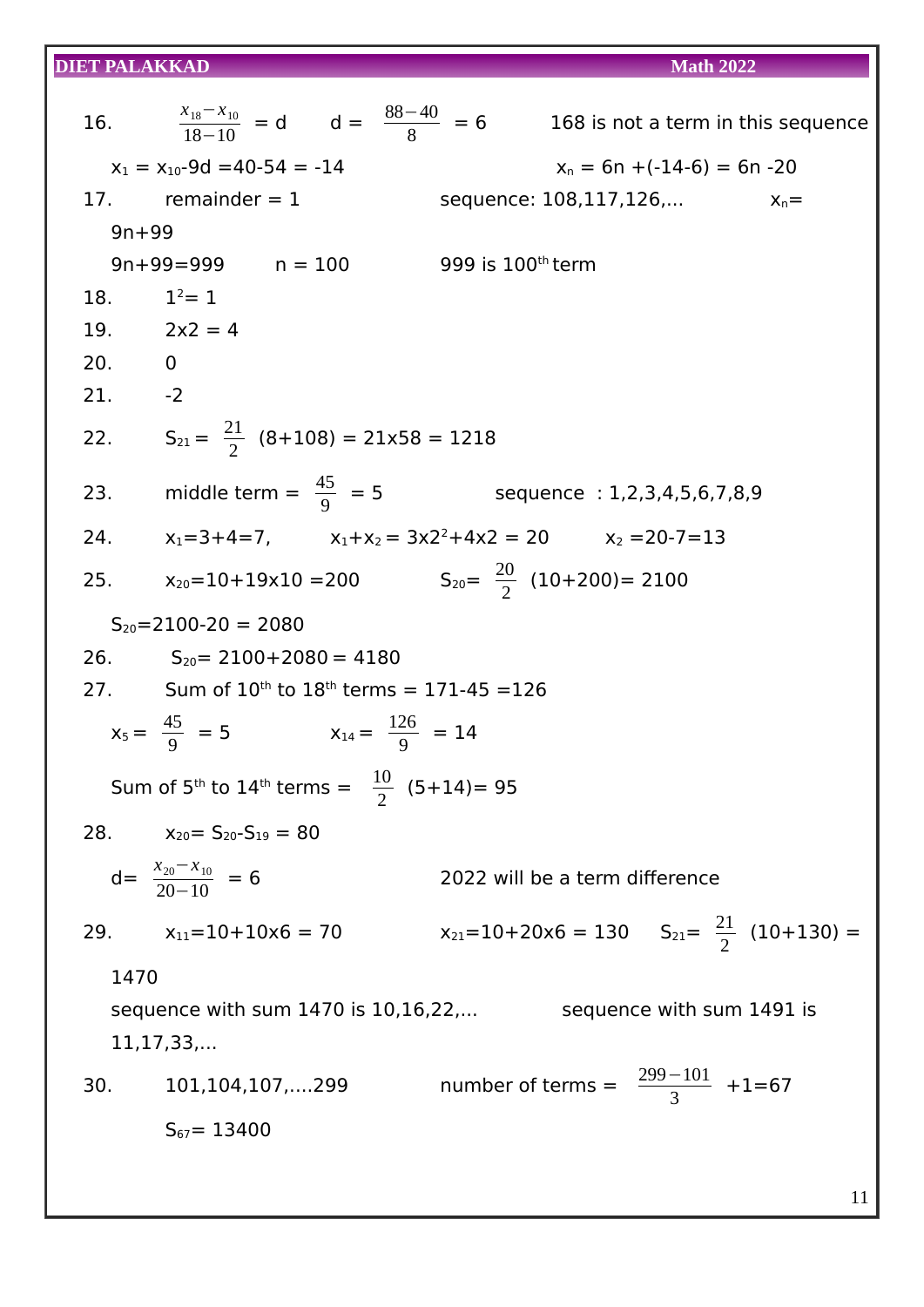16. $\frac{x_{18}-x_{10}}{18-10}$ = d  d = $\frac{88-40}{8}$ = 6  168 is not a term in this sequence

$x_1 = x_{10}-9d = 40-54 = -14$  $x_n = 6n + (-14-6) = 6n - 20$

17. remainder = 1  sequence: 108,117,126,...  $x_n = 9n+99$

$9n+99=999$  n = 100  999 is 100[th] term

18. $1^2 = 1$

19. 2x2 = 4

20. 0

21. -2

22. $S_{21} = \frac{21}{2}$ (8+108) = 21x58 = 1218

23. middle term = $\frac{45}{9}$ = 5  sequence : 1,2,3,4,5,6,7,8,9

24. $x_1 = 3+4 = 7$,  $x_1 + x_2 = 3\times2^2 + 4\times2 = 20$  $x_2 = 20-7 = 13$

25. $x_{20} = 10+19\times10 = 200$  $S_{20} = \frac{20}{2}$ (10+200)= 2100

$S_{20} = 2100-20 = 2080$

26. $S_{20} = 2100+2080 = 4180$

27. Sum of 10[th] to 18[th] terms = 171-45 =126

$x_5 = \frac{45}{9} = 5$  $x_{14} = \frac{126}{9} = 14$

Sum of 5[th] to 14[th] terms = $\frac{10}{2}$ (5+14)= 95

28. $x_{20} = S_{20} - S_{19} = 80$

d= $\frac{x_{20}-x_{10}}{20-10}$ = 6  2022 will be a term difference

29. $x_{11} = 10+10\times6 = 70$  $x_{21} = 10+20\times6 = 130$  $S_{21} = \frac{21}{2}$ (10+130) = 1470

sequence with sum 1470 is 10,16,22,...  sequence with sum 1491 is 11,17,33,...

30. 101,104,107,....299  number of terms = $\frac{299-101}{3}$ +1=67

$S_{67} = 13400$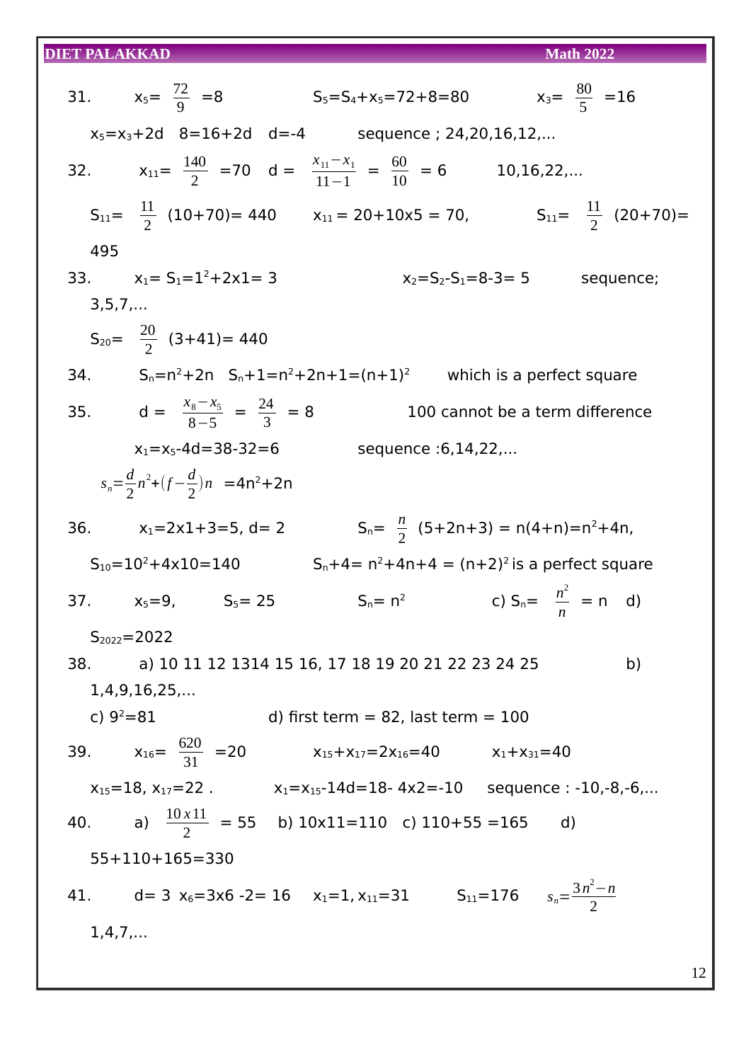31. $x_5 = \frac{72}{9} = 8$ $S_5 = S_4 + x_5 = 72 + 8 = 80$ $x_3 = \frac{80}{5} = 16$

$x_5 = x_3 + 2d$ $8 = 16 + 2d$ $d = -4$ sequence ; 24,20,16,12,...

32. $x_{11} = \frac{140}{2} = 70$ $d = \frac{x_{11} - x_1}{11 - 1} = \frac{60}{10} = 6$ 10,16,22,...

$S_{11} = \frac{11}{2}(10+70) = 440$ $x_{11} = 20 + 10x5 = 70,$ $S_{11} = \frac{11}{2}(20+70) = 495$

33. $x_1 = S_1 = 1^2 + 2x1 = 3$ $x_2 = S_2 - S_1 = 8 - 3 = 5$ sequence; 3,5,7,...

$S_{20} = \frac{20}{2}(3+41) = 440$

34. $S_n = n^2 + 2n$ $S_n + 1 = n^2 + 2n + 1 = (n+1)^2$ which is a perfect square

35. $d = \frac{x_8 - x_5}{8 - 5} = \frac{24}{3} = 8$ 100 cannot be a term difference

$x_1 = x_5 - 4d = 38 - 32 = 6$ sequence :6,14,22,...

$s_n = \frac{d}{2}n^2 + \left(f - \frac{d}{2}\right)n$ $= 4n^2 + 2n$

36. $x_1 = 2x1 + 3 = 5$, d= 2 $S_n = \frac{n}{2}(5 + 2n + 3) = n(4+n) = n^2 + 4n,$

$S_{10} = 10^2 + 4x10 = 140$ $S_n + 4 = n^2 + 4n + 4 = (n+2)^2$ is a perfect square

37. $x_5 = 9,$ $S_5 = 25$ $S_n = n^2$ c) $S_n = \frac{n^2}{n} = n$ d) $S_{2022} = 2022$

38. a) 10 11 12 1314 15 16, 17 18 19 20 21 22 23 24 25 b) 1,4,9,16,25,...

c) $9^2 = 81$ d) first term = 82, last term = 100

39. $x_{16} = \frac{620}{31} = 20$ $x_{15} + x_{17} = 2x_{16} = 40$ $x_1 + x_{31} = 40$

$x_{15} = 18$, $x_{17} = 22$ . $x_1 = x_{15} - 14d = 18 - 4x2 = -10$ sequence : -10,-8,-6,...

40. a) $\frac{10x11}{2} = 55$ b) 10x11=110 c) 110+55 =165 d) 55+110+165=330

41. d= 3 $x_6 = 3x6 - 2 = 16$ $x_1 = 1$, $x_{11} = 31$ $S_{11} = 176$ $s_n = \frac{3n^2 - n}{2}$

1,4,7,...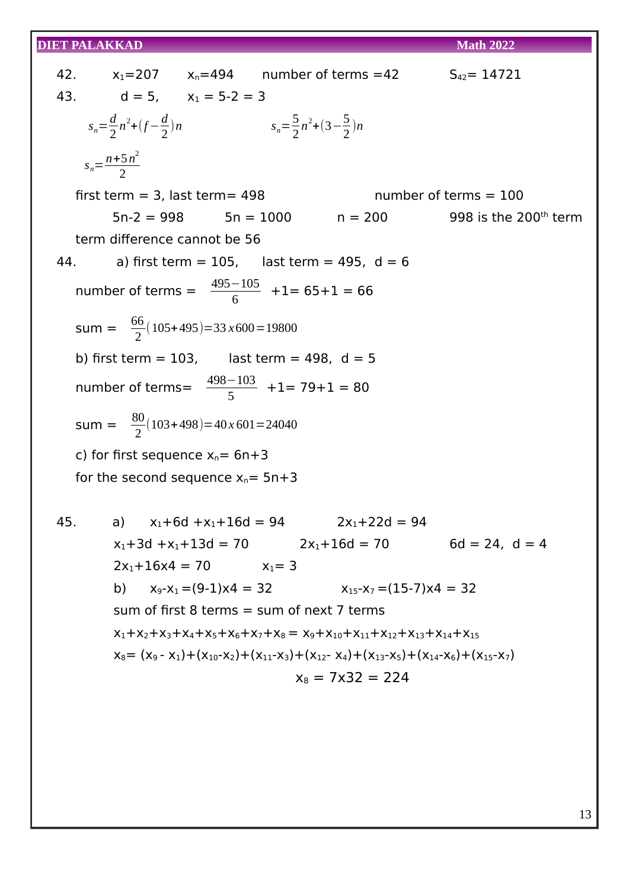42. $x_1=207$ $x_n=494$ number of terms $=42$ $S_{42}= 14721$

43. $d = 5$, $x_1 = 5-2 = 3$

$$s_n=\frac{d}{2}n^2+\left(f-\frac{d}{2}\right)n \qquad s_n=\frac{5}{2}n^2+\left(3-\frac{5}{2}\right)n$$

$$s_n=\frac{n+5n^2}{2}$$

first term = 3, last term= 498 number of terms = 100

$5n-2 = 998$ $5n = 1000$ $n = 200$ 998 is the 200th term

term difference cannot be 56

44. a) first term = 105, last term = 495, d = 6

number of terms = $\frac{495-105}{6}$ +1= 65+1 = 66

sum = $\frac{66}{2}(105+495)=33x600=19800$

b) first term = 103, last term = 498, d = 5

number of terms= $\frac{498-103}{5}$ +1= 79+1 = 80

sum = $\frac{80}{2}(103+498)=40x601=24040$

c) for first sequence $x_n= 6n+3$

for the second sequence $x_n= 5n+3$

45. a) $x_1+6d +x_1+16d = 94$ $2x_1+22d = 94$

$x_1+3d +x_1+13d = 70$ $2x_1+16d = 70$ $6d = 24$, $d = 4$

$2x_1+16x4 = 70$ $x_1= 3$

b) $x_9-x_1 =(9-1)x4 = 32$ $x_{15}-x_7 =(15-7)x4 = 32$

sum of first 8 terms = sum of next 7 terms

$x_1+x_2+x_3+x_4+x_5+x_6+x_7+x_8 = x_9+x_{10}+x_{11}+x_{12}+x_{13}+x_{14}+x_{15}$

$x_8= (x_9 - x_1)+(x_{10}-x_2)+(x_{11}-x_3)+(x_{12}- x_4)+(x_{13}-x_5)+(x_{14}-x_6)+(x_{15}-x_7)$

$x_8 = 7x32 = 224$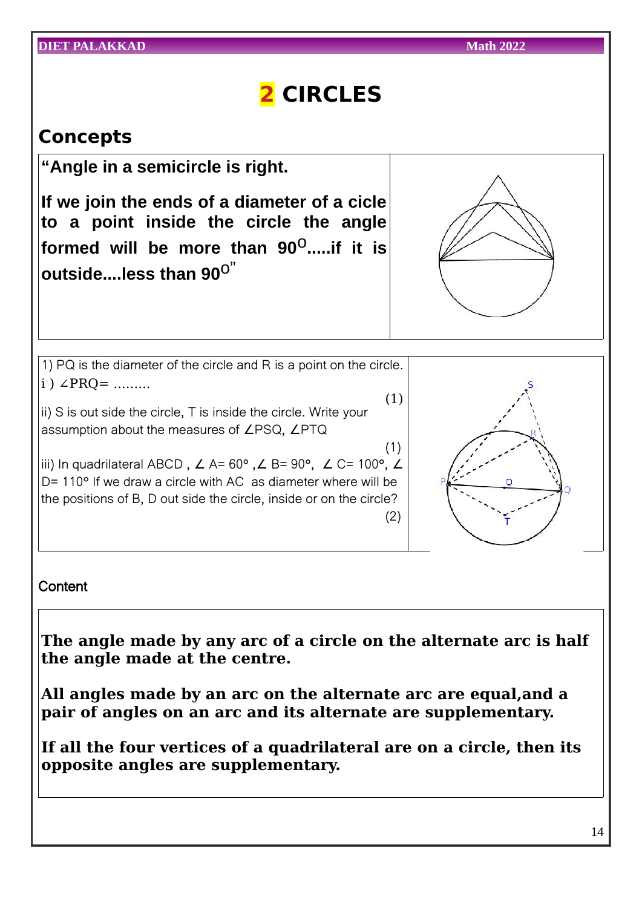# 2 CIRCLES

## Concepts

**"Angle in a semicircle is right.**

**If we join the ends of a diameter of a cicle to a point inside the circle the angle formed will be more than $90^O$.....if it is outside....less than $90^O$"**

1) PQ is the diameter of the circle and R is a point on the circle.

i ) ∠PRQ= .........  (1)

ii) S is out side the circle, T is inside the circle. Write your assumption about the measures of ∠PSQ, ∠PTQ  (1)

iii) In quadrilateral ABCD , ∠ A= 60° ,∠ B= 90°, ∠ C= 100°, ∠ D= 110° If we draw a circle with AC as diameter where will be the positions of B, D out side the circle, inside or on the circle?  (2)

### Content

**The angle made by any arc of a circle on the alternate arc is half the angle made at the centre.**

**All angles made by an arc on the alternate arc are equal,and a pair of angles on an arc and its alternate are supplementary.**

**If all the four vertices of a quadrilateral are on a circle, then its opposite angles are supplementary.**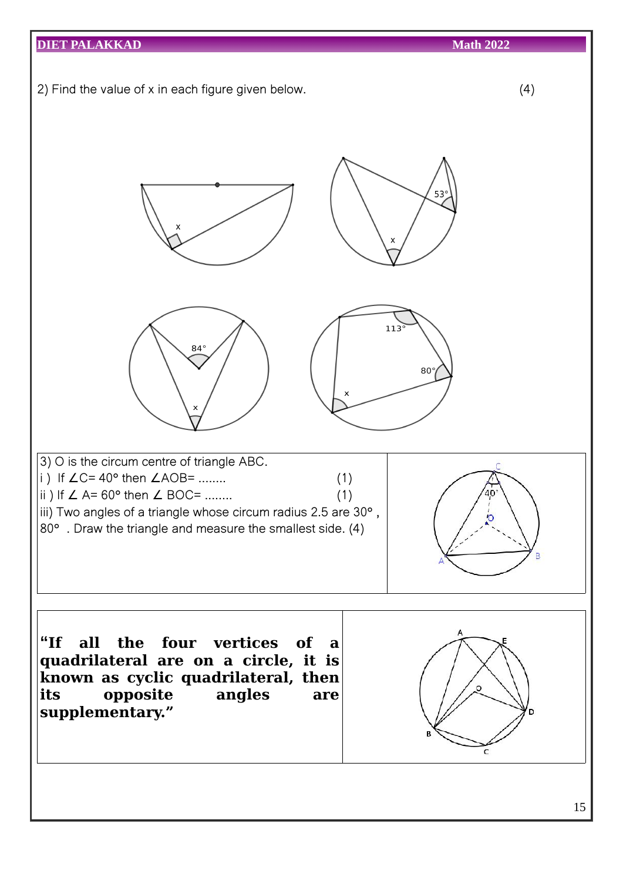2) Find the value of x in each figure given below. (4)

3) O is the circum centre of triangle ABC.

i ) If $\angle C = 40°$ then $\angle AOB =$ ........ (1)

ii ) If $\angle A = 60°$ then $\angle BOC =$ ........ (1)

iii) Two angles of a triangle whose circum radius 2.5 are 30° , 80° . Draw the triangle and measure the smallest side. (4)

**"If all the four vertices of a quadrilateral are on a circle, it is known as cyclic quadrilateral, then its opposite angles are supplementary."**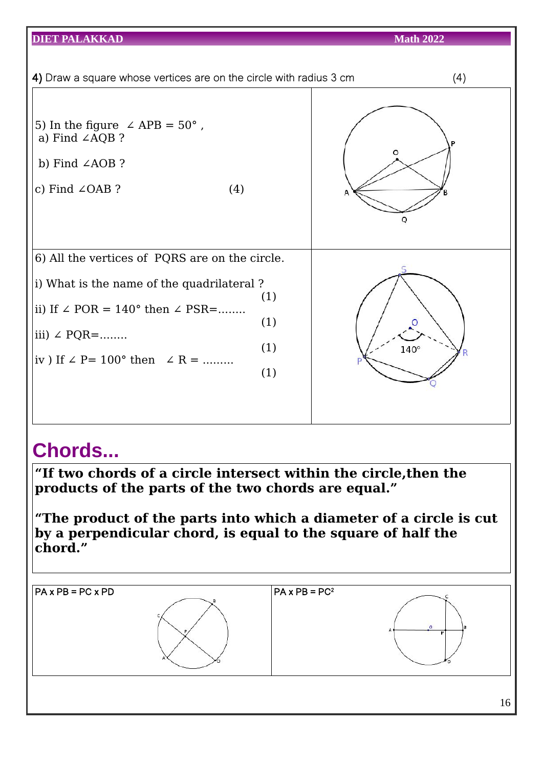4) Draw a square whose vertices are on the circle with radius 3 cm (4)

5) In the figure $\angle APB = 50°$ ,
a) Find $\angle AQB$ ?

b) Find $\angle AOB$ ?

c) Find $\angle OAB$ ? (4)

6) All the vertices of PQRS are on the circle.

i) What is the name of the quadrilateral ? (1)

ii) If $\angle POR = 140°$ then $\angle PSR =$........ (1)

iii) $\angle PQR =$........ (1)

iv ) If $\angle P = 100°$ then $\angle R =$ ......... (1)

# Chords...

**"If two chords of a circle intersect within the circle,then the products of the parts of the two chords are equal."**

**"The product of the parts into which a diameter of a circle is cut by a perpendicular chord, is equal to the square of half the chord."**

| $PA \times PB = PC \times PD$ | $PA \times PB = PC^2$ |
|---|---|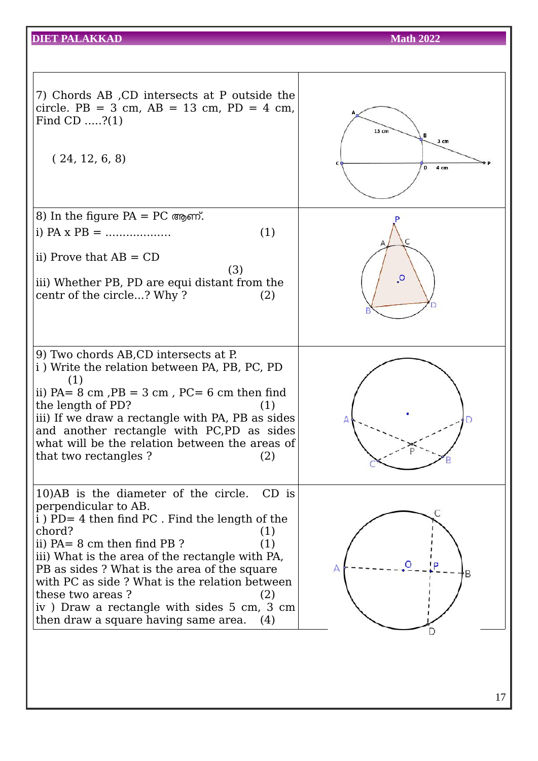7) Chords AB ,CD intersects at P outside the circle. PB = 3 cm, AB = 13 cm, PD = 4 cm, Find CD .....?(1)

( 24, 12, 6, 8)

8) In the figure PA = PC ആണ്.

i) PA x PB = .................. (1)

ii) Prove that AB = CD (3)

iii) Whether PB, PD are equi distant from the centr of the circle...? Why ? (2)

9) Two chords AB,CD intersects at P.

i ) Write the relation between PA, PB, PC, PD (1)

ii) PA= 8 cm ,PB = 3 cm , PC= 6 cm then find the length of PD? (1)

iii) If we draw a rectangle with PA, PB as sides and another rectangle with PC,PD as sides what will be the relation between the areas of that two rectangles ? (2)

10)AB is the diameter of the circle. CD is perpendicular to AB.

i ) PD= 4 then find PC . Find the length of the chord? (1)

ii) PA= 8 cm then find PB ? (1)

iii) What is the area of the rectangle with PA, PB as sides ? What is the area of the square with PC as side ? What is the relation between these two areas ? (2)

iv ) Draw a rectangle with sides 5 cm, 3 cm then draw a square having same area. (4)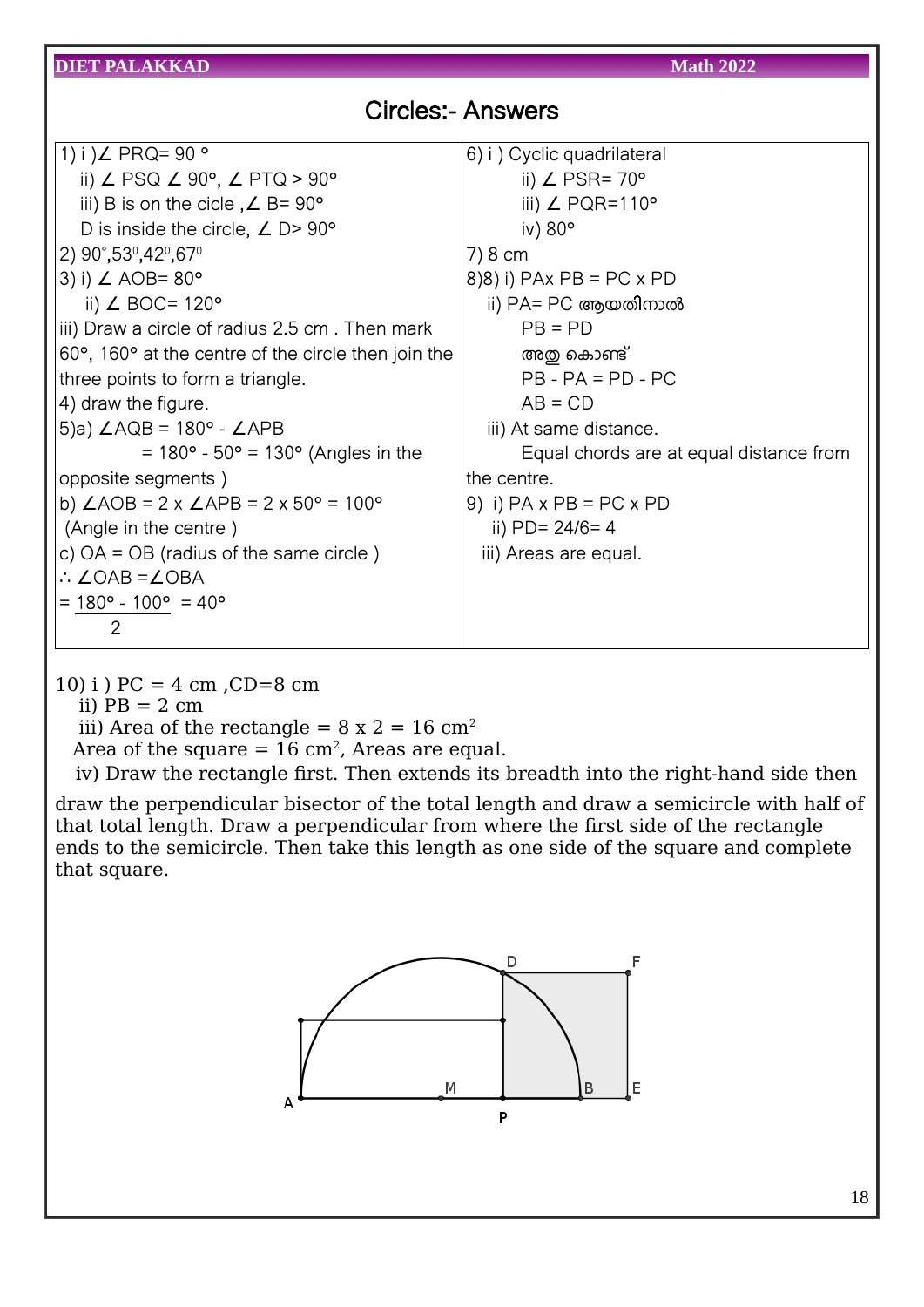# Circles:- Answers

1) i ) ∠ PRQ= 90 °

ii) ∠ PSQ ∠ 90°, ∠ PTQ > 90°

iii) B is on the cicle ,∠ B= 90°

D is inside the circle, ∠ D> 90°

2) $90^{\circ}, 53^{0}, 42^{0}, 67^{0}$

3) i) ∠ AOB= 80°

ii) ∠ BOC= 120°

iii) Draw a circle of radius 2.5 cm . Then mark 60°, 160° at the centre of the circle then join the three points to form a triangle.

4) draw the figure.

5)a) ∠AQB = 180° - ∠APB

= 180° - 50° = 130° (Angles in the opposite segments )

b) ∠AOB = 2 x ∠APB = 2 x 50° = 100°

(Angle in the centre )

c) OA = OB (radius of the same circle )

∴ ∠OAB =∠OBA

$= \frac{180° - 100°}{2} = 40°$

6) i ) Cyclic quadrilateral

ii) ∠ PSR= 70°

iii) ∠ PQR=110°

iv) 80°

7) 8 cm

8)8) i) PAx PB = PC x PD

ii) PA= PC ആയതിനാൽ

PB = PD

അതു കൊണ്ട്

PB - PA = PD - PC

AB = CD

iii) At same distance.

Equal chords are at equal distance from the centre.

9) i) PA x PB = PC x PD

ii) PD= 24/6= 4

iii) Areas are equal.

10) i ) PC = 4 cm ,CD=8 cm

ii) PB = 2 cm

iii) Area of the rectangle = 8 x 2 = 16 $cm^2$

Area of the square = 16 $cm^2$, Areas are equal.

iv) Draw the rectangle first. Then extends its breadth into the right-hand side then draw the perpendicular bisector of the total length and draw a semicircle with half of that total length. Draw a perpendicular from where the first side of the rectangle ends to the semicircle. Then take this length as one side of the square and complete that square.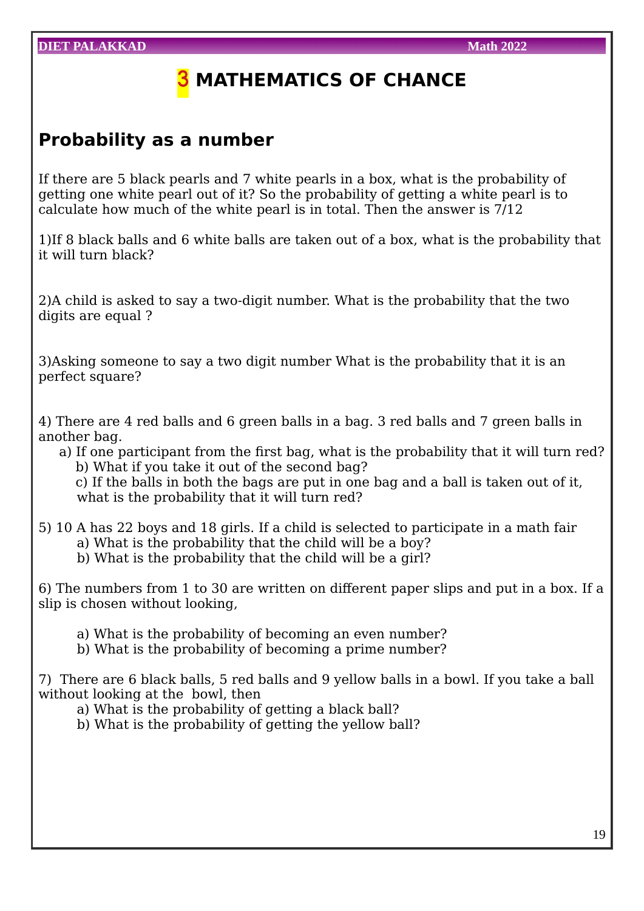# 3 MATHEMATICS OF CHANCE

## Probability as a number

If there are 5 black pearls and 7 white pearls in a box, what is the probability of getting one white pearl out of it? So the probability of getting a white pearl is to calculate how much of the white pearl is in total. Then the answer is 7/12

1)If 8 black balls and 6 white balls are taken out of a box, what is the probability that it will turn black?

2)A child is asked to say a two-digit number. What is the probability that the two digits are equal ?

3)Asking someone to say a two digit number What is the probability that it is an perfect square?

4) There are 4 red balls and 6 green balls in a bag. 3 red balls and 7 green balls in another bag.

a) If one participant from the first bag, what is the probability that it will turn red?
b) What if you take it out of the second bag?
c) If the balls in both the bags are put in one bag and a ball is taken out of it, what is the probability that it will turn red?

5) 10 A has 22 boys and 18 girls. If a child is selected to participate in a math fair

a) What is the probability that the child will be a boy?
b) What is the probability that the child will be a girl?

6) The numbers from 1 to 30 are written on different paper slips and put in a box. If a slip is chosen without looking,

a) What is the probability of becoming an even number?
b) What is the probability of becoming a prime number?

7) There are 6 black balls, 5 red balls and 9 yellow balls in a bowl. If you take a ball without looking at the bowl, then

a) What is the probability of getting a black ball?
b) What is the probability of getting the yellow ball?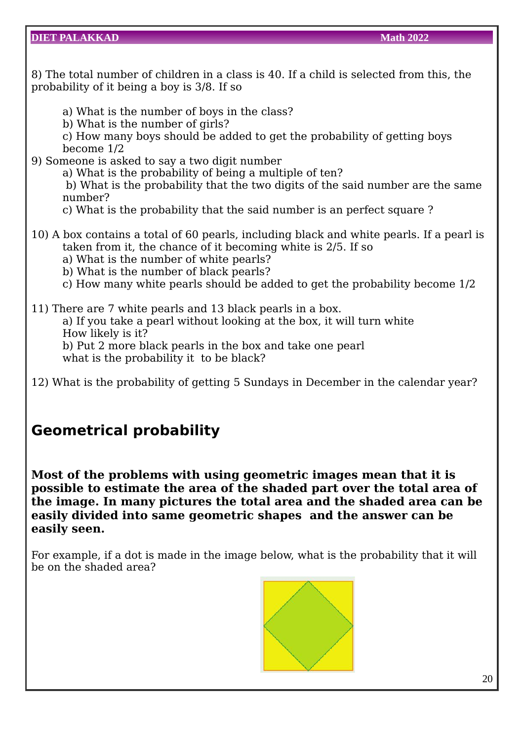8) The total number of children in a class is 40. If a child is selected from this, the probability of it being a boy is 3/8. If so

a) What is the number of boys in the class?
b) What is the number of girls?
c) How many boys should be added to get the probability of getting boys become 1/2

9) Someone is asked to say a two digit number
a) What is the probability of being a multiple of ten?
b) What is the probability that the two digits of the said number are the same number?
c) What is the probability that the said number is an perfect square ?

10) A box contains a total of 60 pearls, including black and white pearls. If a pearl is taken from it, the chance of it becoming white is 2/5. If so
a) What is the number of white pearls?
b) What is the number of black pearls?
c) How many white pearls should be added to get the probability become 1/2

11) There are 7 white pearls and 13 black pearls in a box.
a) If you take a pearl without looking at the box, it will turn white
How likely is it?
b) Put 2 more black pearls in the box and take one pearl
what is the probability it to be black?

12) What is the probability of getting 5 Sundays in December in the calendar year?

## Geometrical probability

**Most of the problems with using geometric images mean that it is possible to estimate the area of the shaded part over the total area of the image. In many pictures the total area and the shaded area can be easily divided into same geometric shapes and the answer can be easily seen.**

For example, if a dot is made in the image below, what is the probability that it will be on the shaded area?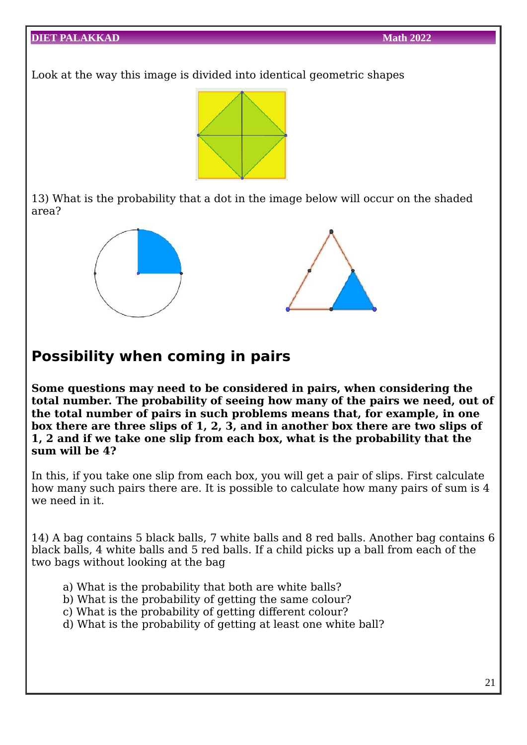Look at the way this image is divided into identical geometric shapes

13) What is the probability that a dot in the image below will occur on the shaded area?

## Possibility when coming in pairs

**Some questions may need to be considered in pairs, when considering the total number. The probability of seeing how many of the pairs we need, out of the total number of pairs in such problems means that, for example, in one box there are three slips of 1, 2, 3, and in another box there are two slips of 1, 2 and if we take one slip from each box, what is the probability that the sum will be 4?**

In this, if you take one slip from each box, you will get a pair of slips. First calculate how many such pairs there are. It is possible to calculate how many pairs of sum is 4 we need in it.

14) A bag contains 5 black balls, 7 white balls and 8 red balls. Another bag contains 6 black balls, 4 white balls and 5 red balls. If a child picks up a ball from each of the two bags without looking at the bag

- a) What is the probability that both are white balls?
- b) What is the probability of getting the same colour?
- c) What is the probability of getting different colour?
- d) What is the probability of getting at least one white ball?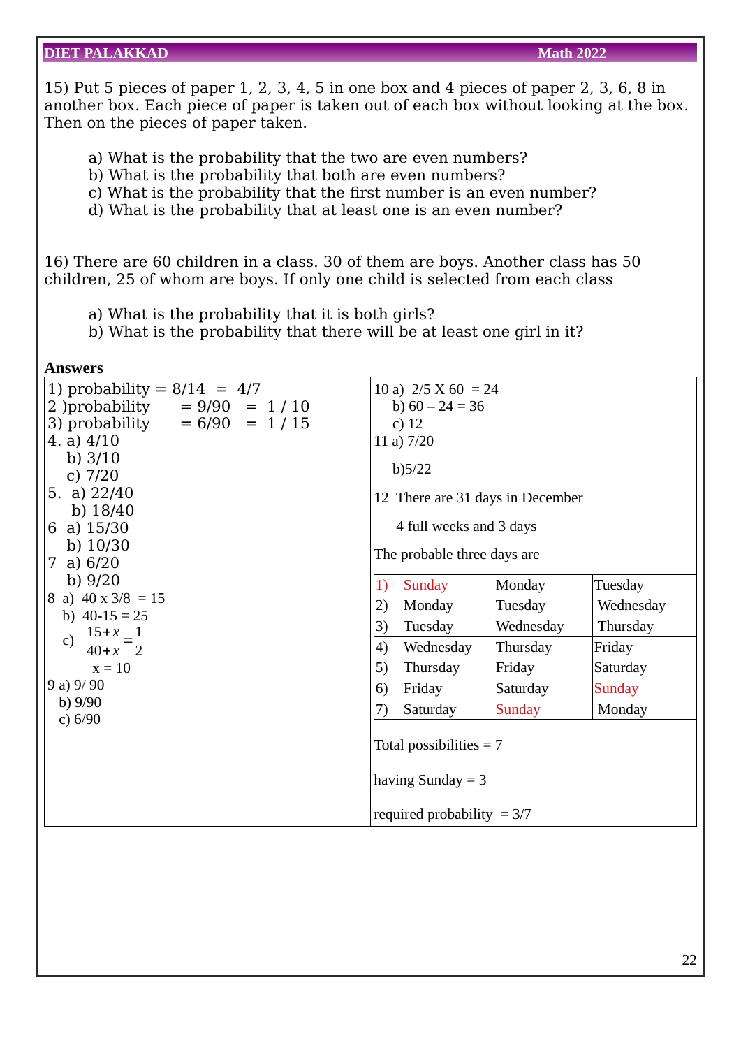15) Put 5 pieces of paper 1, 2, 3, 4, 5 in one box and 4 pieces of paper 2, 3, 6, 8 in another box. Each piece of paper is taken out of each box without looking at the box. Then on the pieces of paper taken.

a) What is the probability that the two are even numbers?
b) What is the probability that both are even numbers?
c) What is the probability that the first number is an even number?
d) What is the probability that at least one is an even number?

16) There are 60 children in a class. 30 of them are boys. Another class has 50 children, 25 of whom are boys. If only one child is selected from each class

a) What is the probability that it is both girls?
b) What is the probability that there will be at least one girl in it?

**Answers**

1) probability = 8/14 = 4/7
2) probability = 9/90 = 1 / 10
3) probability = 6/90 = 1 / 15
4. a) 4/10
   b) 3/10
   c) 7/20
5. a) 22/40
   b) 18/40
6 a) 15/30
   b) 10/30
7 a) 6/20
   b) 9/20
8 a) 40 x 3/8 = 15
   b) 40-15 = 25
   c) $\frac{15+x}{40+x}=\frac{1}{2}$
   x = 10
9 a) 9/ 90
   b) 9/90
   c) 6/90

10 a) 2/5 X 60 = 24
   b) 60 – 24 = 36
   c) 12
11 a) 7/20
   b) 5/22

12 There are 31 days in December

4 full weeks and 3 days

The probable three days are

| | | | |
|---|---|---|---|
| 1) | Sunday | Monday | Tuesday |
| 2) | Monday | Tuesday | Wednesday |
| 3) | Tuesday | Wednesday | Thursday |
| 4) | Wednesday | Thursday | Friday |
| 5) | Thursday | Friday | Saturday |
| 6) | Friday | Saturday | Sunday |
| 7) | Saturday | Sunday | Monday |

Total possibilities = 7

having Sunday = 3

required probability = 3/7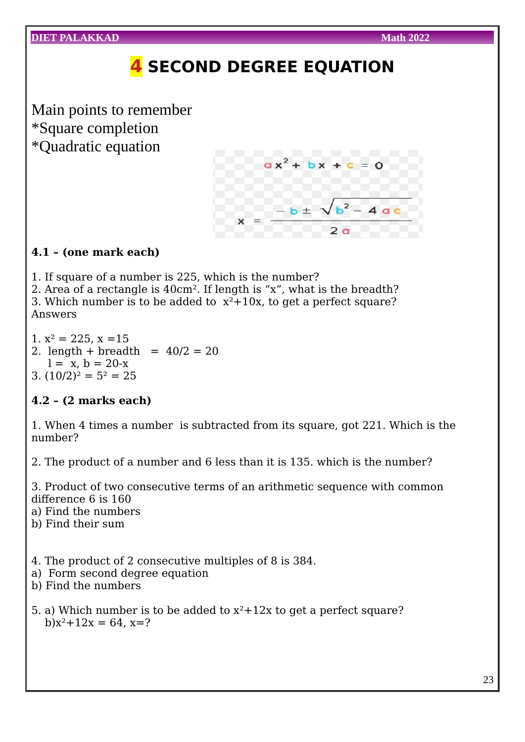# 4 SECOND DEGREE EQUATION

Main points to remember
*Square completion
*Quadratic equation

$$ax^2 + bx + c = 0$$

$$x = \frac{-b \pm \sqrt{b^2 - 4ac}}{2a}$$

**4.1 – (one mark each)**

1. If square of a number is 225, which is the number?
2. Area of a rectangle is $40cm^2$. If length is “x”, what is the breadth?
3. Which number is to be added to $x^2+10x$, to get a perfect square?

Answers

1. $x^2 = 225$, $x = 15$
2. length + breadth = 40/2 = 20
   l = x, b = 20-x
3. $(10/2)^2 = 5^2 = 25$

**4.2 – (2 marks each)**

1. When 4 times a number is subtracted from its square, got 221. Which is the number?

2. The product of a number and 6 less than it is 135. which is the number?

3. Product of two consecutive terms of an arithmetic sequence with common difference 6 is 160
a) Find the numbers
b) Find their sum

4. The product of 2 consecutive multiples of 8 is 384.
a) Form second degree equation
b) Find the numbers

5. a) Which number is to be added to $x^2+12x$ to get a perfect square?
   b) $x^2+12x = 64$, x=?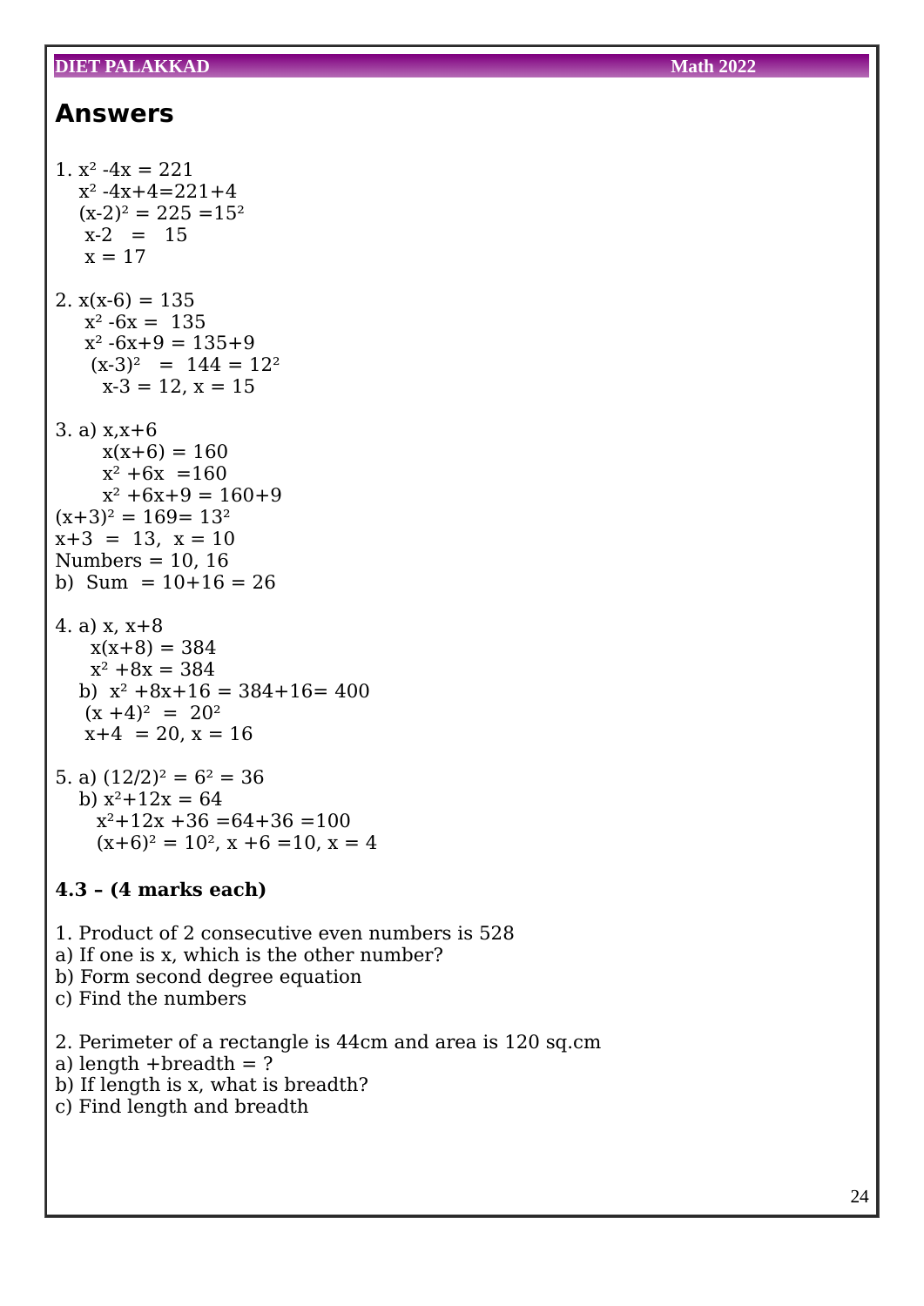## Answers

1. $x^2 - 4x = 221$

   $x^2 - 4x + 4 = 221 + 4$

   $(x-2)^2 = 225 = 15^2$

   $x - 2 = 15$

   $x = 17$

2. $x(x-6) = 135$

   $x^2 - 6x = 135$

   $x^2 - 6x + 9 = 135 + 9$

   $(x-3)^2 = 144 = 12^2$

   $x - 3 = 12$, $x = 15$

3. a) $x, x+6$

   $x(x+6) = 160$

   $x^2 + 6x = 160$

   $x^2 + 6x + 9 = 160 + 9$

   $(x+3)^2 = 169 = 13^2$

   $x + 3 = 13$, $x = 10$

   Numbers = 10, 16

   b) Sum = 10+16 = 26

4. a) $x, x+8$

   $x(x+8) = 384$

   $x^2 + 8x = 384$

   b) $x^2 + 8x + 16 = 384 + 16 = 400$

   $(x+4)^2 = 20^2$

   $x + 4 = 20$, $x = 16$

5. a) $(12/2)^2 = 6^2 = 36$

   b) $x^2 + 12x = 64$

   $x^2 + 12x + 36 = 64 + 36 = 100$

   $(x+6)^2 = 10^2$, $x + 6 = 10$, $x = 4$

**4.3 – (4 marks each)**

1. Product of 2 consecutive even numbers is 528
a) If one is x, which is the other number?
b) Form second degree equation
c) Find the numbers

2. Perimeter of a rectangle is 44cm and area is 120 sq.cm
a) length +breadth = ?
b) If length is x, what is breadth?
c) Find length and breadth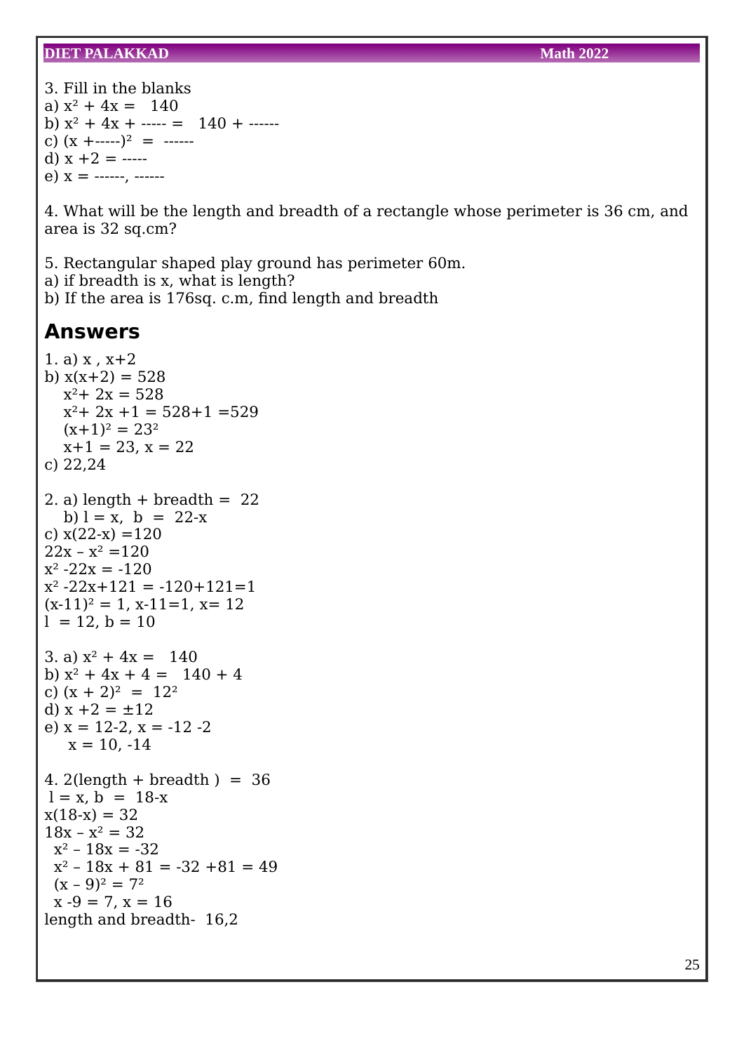3. Fill in the blanks

a) $x^2 + 4x = 140$

b) $x^2 + 4x +$ ----- $= 140 +$ ------

c) $(x +$-----$)^2 =$ ------

d) $x + 2 =$ -----

e) $x =$ ------, ------

4. What will be the length and breadth of a rectangle whose perimeter is 36 cm, and area is 32 sq.cm?

5. Rectangular shaped play ground has perimeter 60m.

a) if breadth is x, what is length?

b) If the area is 176sq. c.m, find length and breadth

## Answers

1. a) x , x+2

b) $x(x+2) = 528$

$x^2 + 2x = 528$

$x^2 + 2x + 1 = 528 + 1 = 529$

$(x+1)^2 = 23^2$

$x + 1 = 23, x = 22$

c) 22,24

2. a) length + breadth = 22

b) $l = x, \; b = 22 - x$

c) $x(22-x) = 120$

$22x - x^2 = 120$

$x^2 - 22x = -120$

$x^2 - 22x + 121 = -120 + 121 = 1$

$(x-11)^2 = 1, x - 11 = 1, x = 12$

$l = 12, b = 10$

3. a) $x^2 + 4x = 140$

b) $x^2 + 4x + 4 = 140 + 4$

c) $(x + 2)^2 = 12^2$

d) $x + 2 = \pm 12$

e) $x = 12 - 2, x = -12 - 2$

$x = 10, -14$

4. 2(length + breadth ) = 36

$l = x, b = 18 - x$

$x(18-x) = 32$

$18x - x^2 = 32$

$x^2 - 18x = -32$

$x^2 - 18x + 81 = -32 + 81 = 49$

$(x - 9)^2 = 7^2$

$x - 9 = 7, x = 16$

length and breadth- 16,2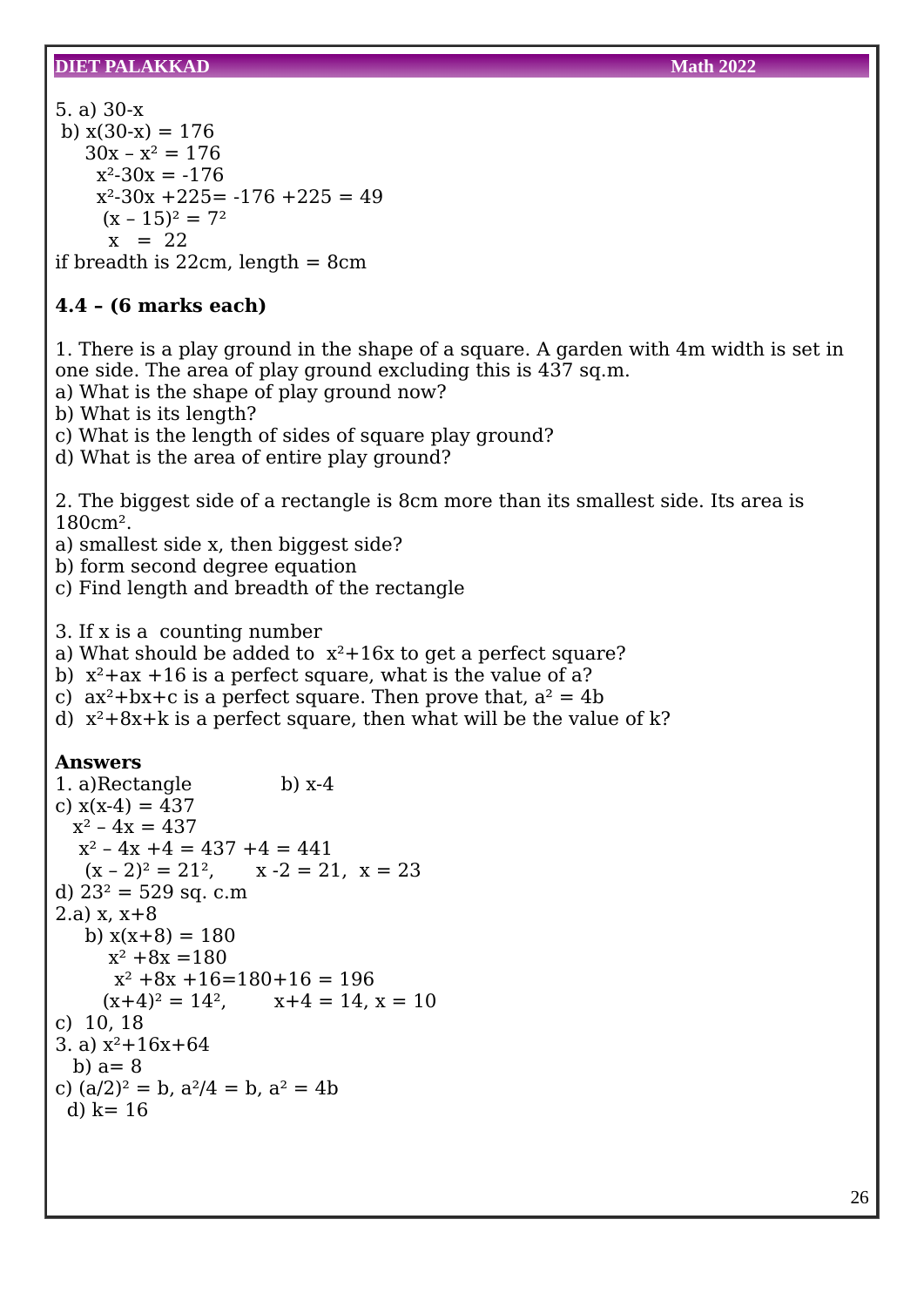5. a) $30-x$

b) $x(30-x) = 176$

$30x – x^2 = 176$

$x^2-30x = -176$

$x^2-30x +225= -176 +225 = 49$

$(x – 15)^2 = 7^2$

$x = 22$

if breadth is 22cm, length = 8cm

**4.4 – (6 marks each)**

1. There is a play ground in the shape of a square. A garden with 4m width is set in one side. The area of play ground excluding this is 437 sq.m.

a) What is the shape of play ground now?
b) What is its length?
c) What is the length of sides of square play ground?
d) What is the area of entire play ground?

2. The biggest side of a rectangle is 8cm more than its smallest side. Its area is 180cm².

a) smallest side x, then biggest side?
b) form second degree equation
c) Find length and breadth of the rectangle

3. If x is a counting number

a) What should be added to $x^2+16x$ to get a perfect square?
b) $x^2+ax +16$ is a perfect square, what is the value of a?
c) $ax^2+bx+c$ is a perfect square. Then prove that, $a^2 = 4b$
d) $x^2+8x+k$ is a perfect square, then what will be the value of k?

**Answers**

1. a)Rectangle b) $x-4$

c) $x(x-4) = 437$

$x^2 – 4x = 437$

$x^2 – 4x +4 = 437 +4 = 441$

$(x – 2)^2 = 21^2$, $x -2 = 21$, $x = 23$

d) $23^2 = 529$ sq. c.m

2.a) $x$, $x+8$

b) $x(x+8) = 180$

$x^2 +8x =180$

$x^2 +8x +16=180+16 = 196$

$(x+4)^2 = 14^2$, $x+4 = 14$, $x = 10$

c) 10, 18

3. a) $x^2+16x+64$

b) a= 8

c) $(a/2)^2 = b$, $a^2/4 = b$, $a^2 = 4b$

d) k= 16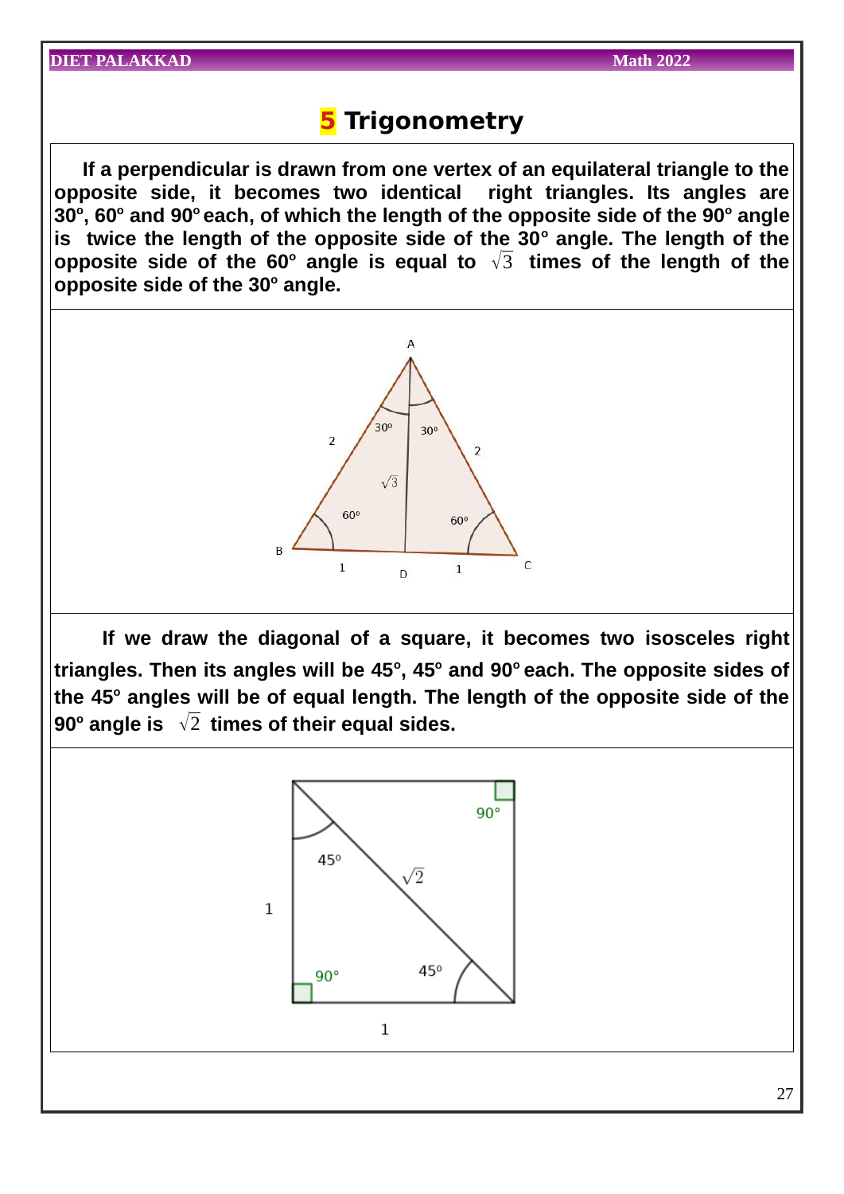# 5 Trigonometry

**If a perpendicular is drawn from one vertex of an equilateral triangle to the opposite side, it becomes two identical right triangles. Its angles are 30°, 60° and 90° each, of which the length of the opposite side of the 90° angle is twice the length of the opposite side of the 30° angle. The length of the opposite side of the 60° angle is equal to $\sqrt{3}$ times of the length of the opposite side of the 30° angle.**

**If we draw the diagonal of a square, it becomes two isosceles right triangles. Then its angles will be 45°, 45° and 90° each. The opposite sides of the 45° angles will be of equal length. The length of the opposite side of the 90° angle is $\sqrt{2}$ times of their equal sides.**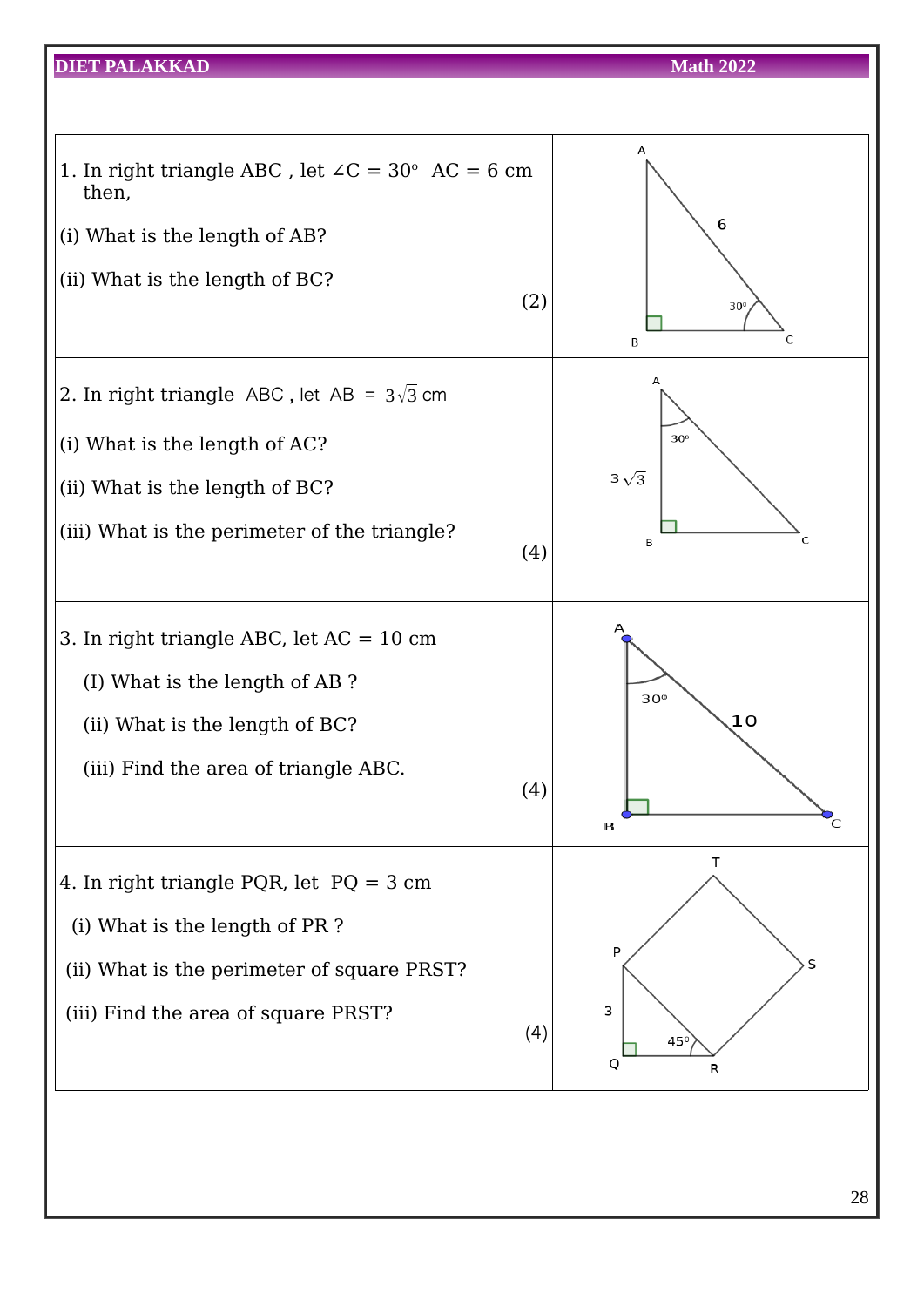1. In right triangle ABC , let $\angle C = 30^o$ AC = 6 cm then,

(i) What is the length of AB?

(ii) What is the length of BC?

(2)

2. In right triangle ABC , let AB = $3\sqrt{3}$ cm

(i) What is the length of AC?

(ii) What is the length of BC?

(iii) What is the perimeter of the triangle?

(4)

3. In right triangle ABC, let AC = 10 cm

(I) What is the length of AB ?

(ii) What is the length of BC?

(iii) Find the area of triangle ABC.

(4)

4. In right triangle PQR, let PQ = 3 cm

(i) What is the length of PR ?

(ii) What is the perimeter of square PRST?

(iii) Find the area of square PRST?

(4)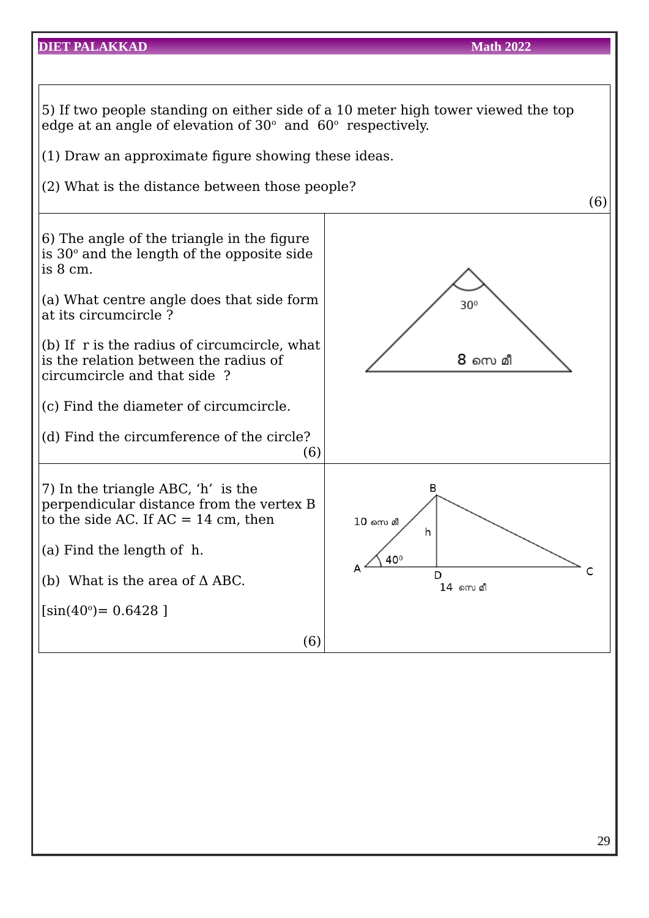5) If two people standing on either side of a 10 meter high tower viewed the top edge at an angle of elevation of $30^o$ and $60^o$ respectively.

(1) Draw an approximate figure showing these ideas.

(2) What is the distance between those people?

(6)

6) The angle of the triangle in the figure is $30^o$ and the length of the opposite side is 8 cm.

(a) What centre angle does that side form at its circumcircle ?

(b) If r is the radius of circumcircle, what is the relation between the radius of circumcircle and that side ?

(c) Find the diameter of circumcircle.

(d) Find the circumference of the circle?

(6)

7) In the triangle ABC, 'h' is the perpendicular distance from the vertex B to the side AC. If AC = 14 cm, then

(a) Find the length of h.

(b) What is the area of Δ ABC.

[$\sin(40^o) = 0.6428$ ]

(6)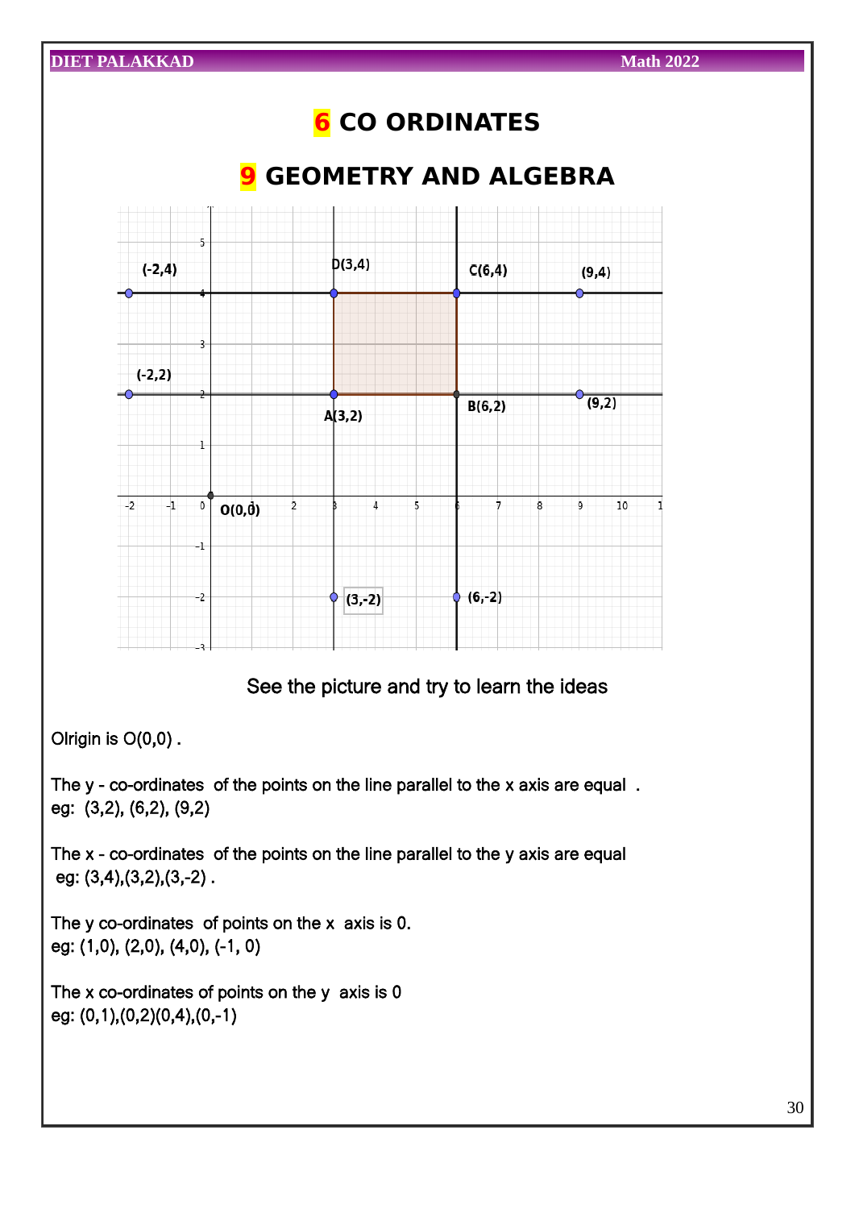# 6 CO ORDINATES

# 9 GEOMETRY AND ALGEBRA

See the picture and try to learn the ideas

Olrigin is O(0,0) .

The y - co-ordinates of the points on the line parallel to the x axis are equal .
eg: (3,2), (6,2), (9,2)

The x - co-ordinates of the points on the line parallel to the y axis are equal
eg: (3,4),(3,2),(3,-2) .

The y co-ordinates of points on the x axis is 0.
eg: (1,0), (2,0), (4,0), (-1, 0)

The x co-ordinates of points on the y axis is 0
eg: (0,1),(0,2)(0,4),(0,-1)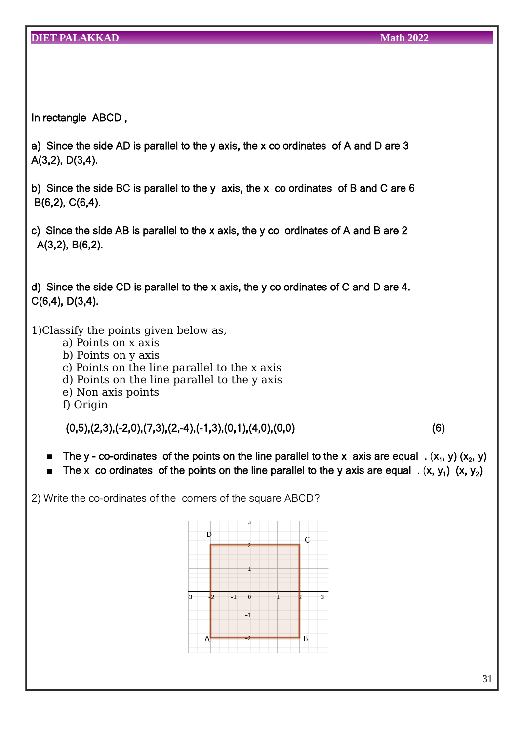In rectangle ABCD ,

a) Since the side AD is parallel to the y axis, the x co ordinates of A and D are 3
A(3,2), D(3,4).

b) Since the side BC is parallel to the y axis, the x co ordinates of B and C are 6
B(6,2), C(6,4).

c) Since the side AB is parallel to the x axis, the y co ordinates of A and B are 2
A(3,2), B(6,2).

d) Since the side CD is parallel to the x axis, the y co ordinates of C and D are 4.
C(6,4), D(3,4).

1)Classify the points given below as,

a) Points on x axis
b) Points on y axis
c) Points on the line parallel to the x axis
d) Points on the line parallel to the y axis
e) Non axis points
f) Origin

(0,5),(2,3),(-2,0),(7,3),(2,-4),(-1,3),(0,1),(4,0),(0,0) (6)

- The y - co-ordinates of the points on the line parallel to the x axis are equal . $(x_1, y)$ $(x_2, y)$
- The x co ordinates of the points on the line parallel to the y axis are equal . $(x, y_1)$ $(x, y_2)$

2) Write the co-ordinates of the corners of the square ABCD?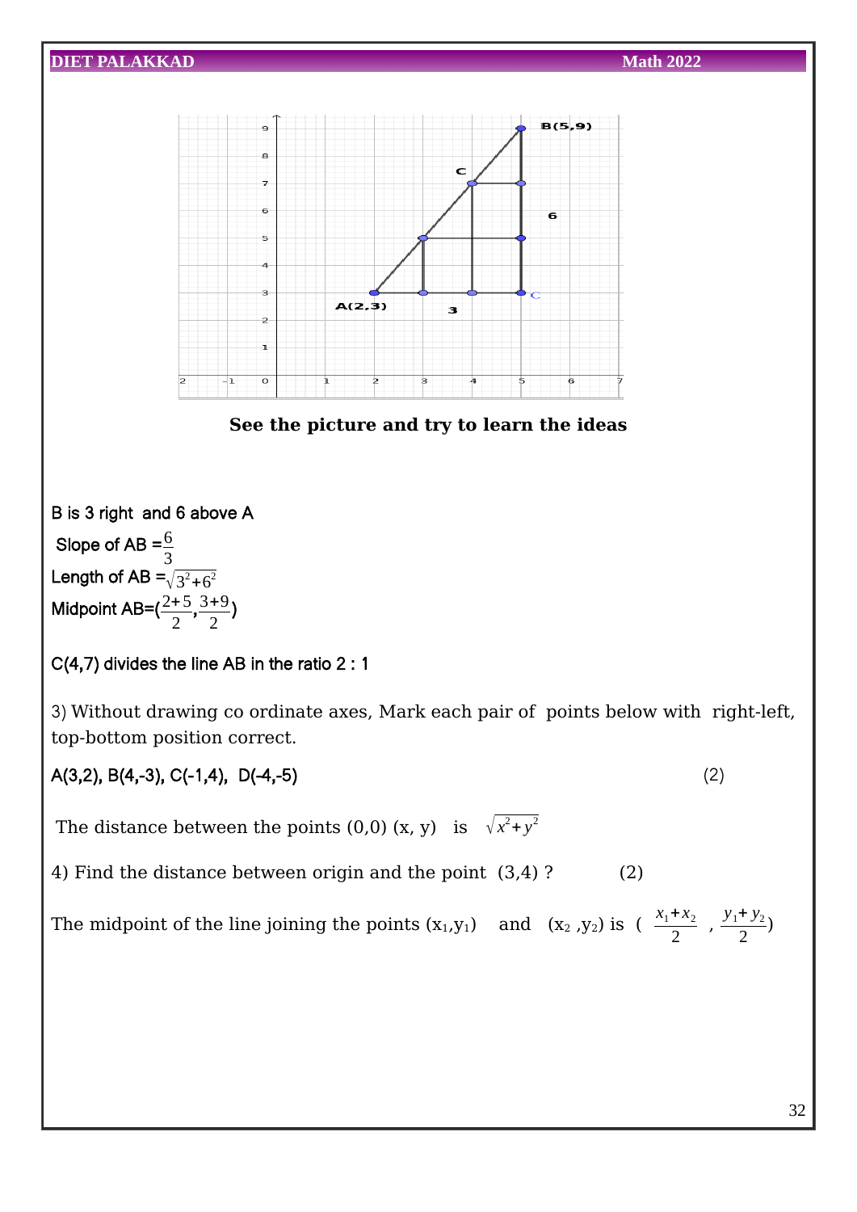See the picture and try to learn the ideas

B is 3 right and 6 above A

Slope of AB $=\frac{6}{3}$

Length of AB $=\sqrt{3^2+6^2}$

Midpoint AB$=(\frac{2+5}{2},\frac{3+9}{2})$

C(4,7) divides the line AB in the ratio 2 : 1

3) Without drawing co ordinate axes, Mark each pair of points below with right-left, top-bottom position correct.

A(3,2), B(4,-3), C(-1,4), D(-4,-5) (2)

The distance between the points (0,0) (x, y) is $\sqrt{x^2+y^2}$

4) Find the distance between origin and the point (3,4) ? (2)

The midpoint of the line joining the points $(x_1,y_1)$ and $(x_2,y_2)$ is $(\frac{x_1+x_2}{2}, \frac{y_1+y_2}{2})$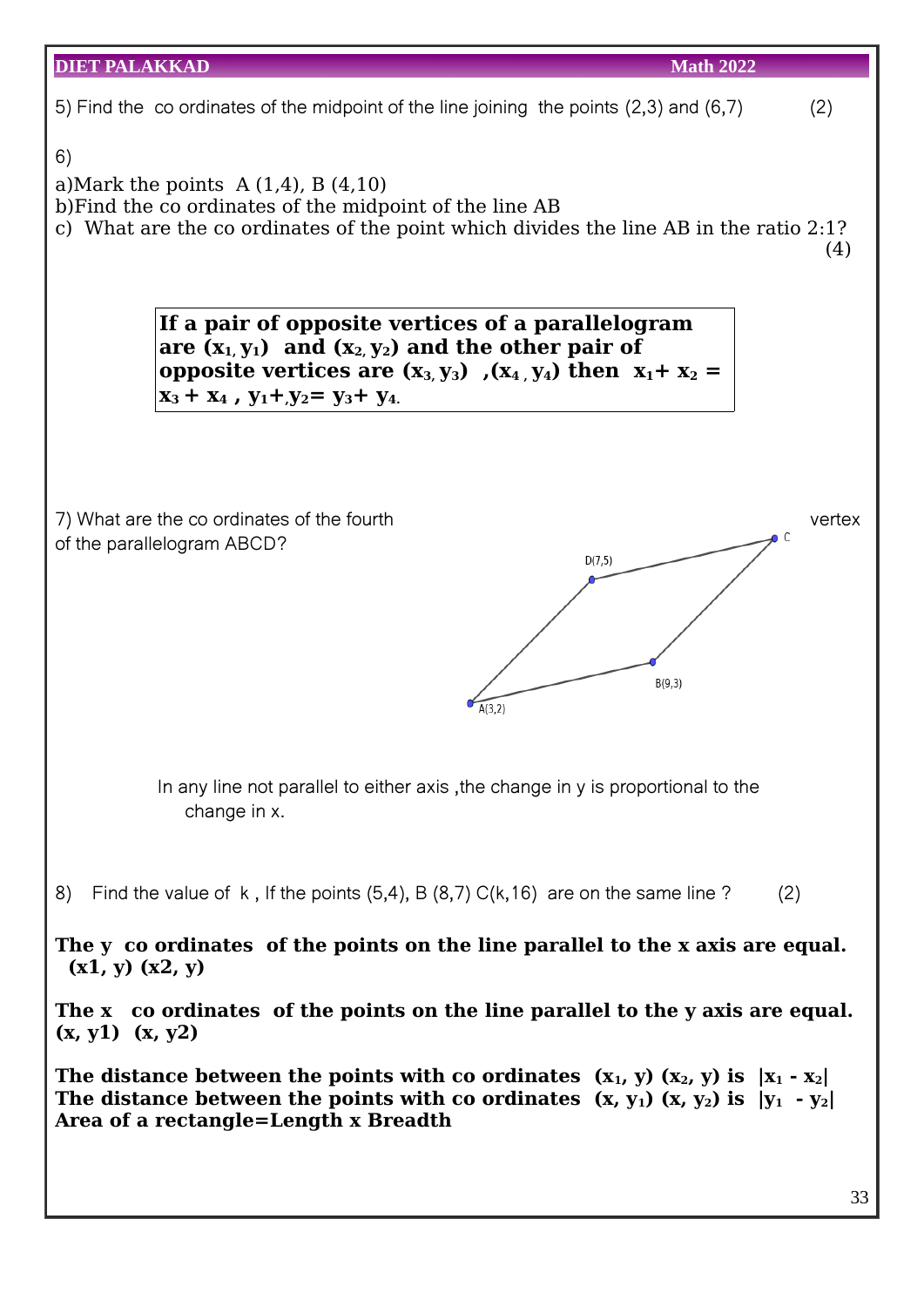5) Find the co ordinates of the midpoint of the line joining the points (2,3) and (6,7) (2)

6)

a)Mark the points A (1,4), B (4,10)

b)Find the co ordinates of the midpoint of the line AB

c) What are the co ordinates of the point which divides the line AB in the ratio 2:1? (4)

**If a pair of opposite vertices of a parallelogram are $(x_1, y_1)$ and $(x_2, y_2)$ and the other pair of opposite vertices are $(x_3, y_3)$ ,$(x_4, y_4)$ then $x_1 + x_2 = x_3 + x_4$ , $y_1 + y_2 = y_3 + y_4$.**

7) What are the co ordinates of the fourth vertex of the parallelogram ABCD?

D(7,5), C, B(9,3), A(3,2)

In any line not parallel to either axis ,the change in y is proportional to the change in x.

8) Find the value of k , If the points (5,4), B (8,7) C(k,16) are on the same line ? (2)

**The y co ordinates of the points on the line parallel to the x axis are equal. (x1, y) (x2, y)**

**The x co ordinates of the points on the line parallel to the y axis are equal. (x, y1) (x, y2)**

**The distance between the points with co ordinates $(x_1, y)$ $(x_2, y)$ is $|x_1 - x_2|$**

**The distance between the points with co ordinates $(x, y_1)$ $(x, y_2)$ is $|y_1 - y_2|$**

**Area of a rectangle=Length x Breadth**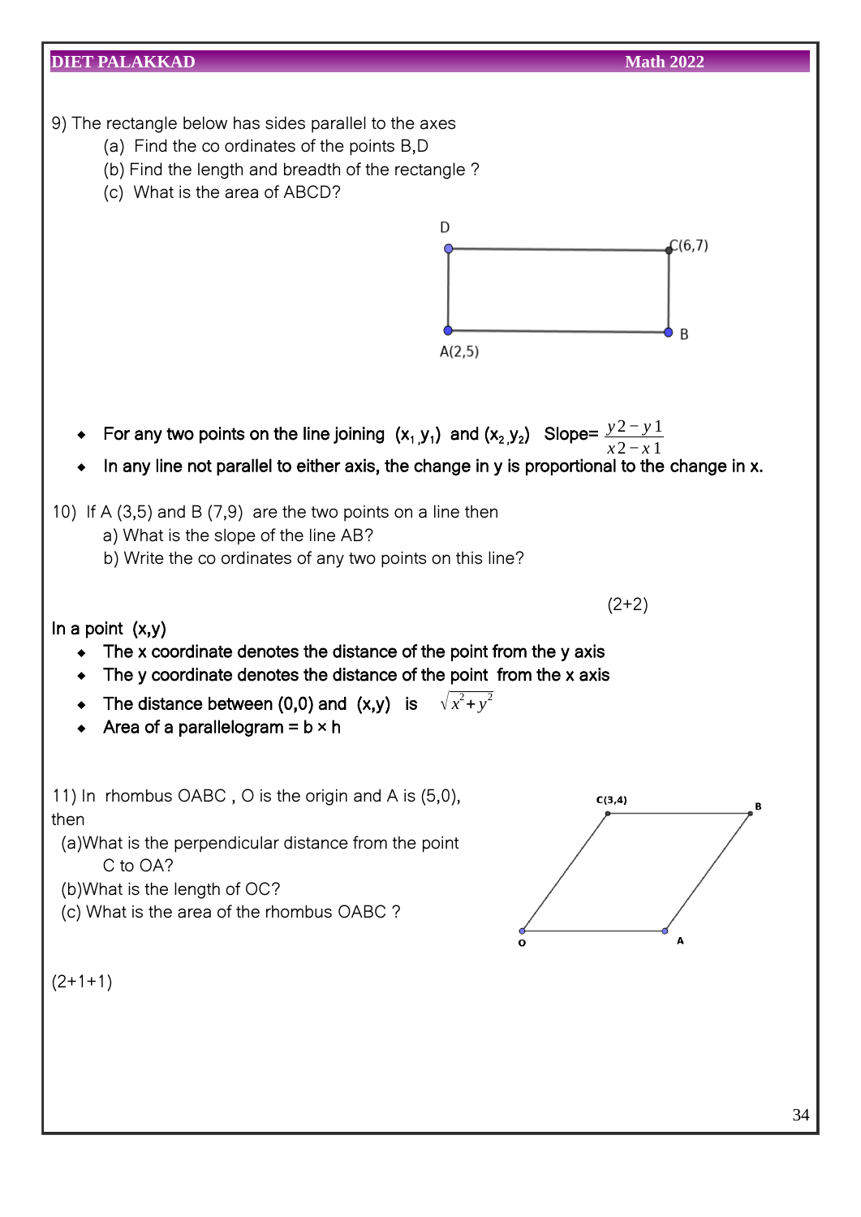9) The rectangle below has sides parallel to the axes

(a) Find the co ordinates of the points B,D

(b) Find the length and breadth of the rectangle ?

(c) What is the area of ABCD?

- **For any two points on the line joining $(x_1, y_1)$ and $(x_2, y_2)$ Slope= $\frac{y2 - y1}{x2 - x1}$**
- **In any line not parallel to either axis, the change in y is proportional to the change in x.**

10) If A (3,5) and B (7,9) are the two points on a line then

a) What is the slope of the line AB?

b) Write the co ordinates of any two points on this line?

(2+2)

**In a point (x,y)**

- **The x coordinate denotes the distance of the point from the y axis**
- **The y coordinate denotes the distance of the point from the x axis**
- **The distance between (0,0) and (x,y) is $\sqrt{x^2+y^2}$**
- **Area of a parallelogram = b × h**

11) In rhombus OABC , O is the origin and A is (5,0), then

(a)What is the perpendicular distance from the point C to OA?

(b)What is the length of OC?

(c) What is the area of the rhombus OABC ?

(2+1+1)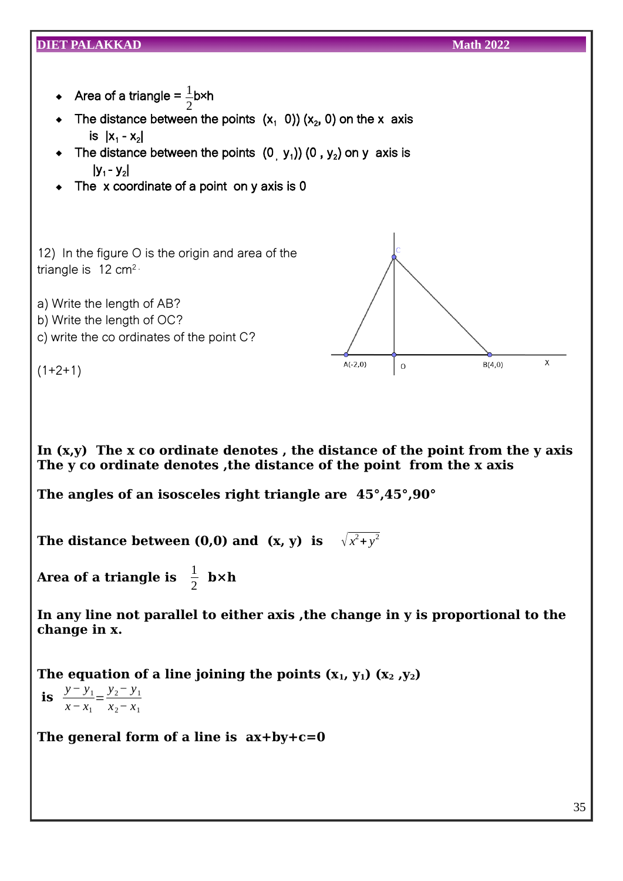- Area of a triangle = $\frac{1}{2}$b×h
- The distance between the points $(x_1, 0)$) $(x_2, 0)$ on the x axis is $|x_1 - x_2|$
- The distance between the points $(0, y_1)$) $(0, y_2)$ on y axis is $|y_1 - y_2|$
- The x coordinate of a point on y axis is 0

12) In the figure O is the origin and area of the triangle is 12 $cm^2$.

a) Write the length of AB?
b) Write the length of OC?
c) write the co ordinates of the point C?

(1+2+1)

C

A(-2,0) O B(4,0) X

**In (x,y) The x co ordinate denotes , the distance of the point from the y axis**
**The y co ordinate denotes ,the distance of the point from the x axis**

**The angles of an isosceles right triangle are 45°,45°,90°**

**The distance between (0,0) and (x, y) is** $\sqrt{x^2+y^2}$

**Area of a triangle is** $\frac{1}{2}$ **b×h**

**In any line not parallel to either axis ,the change in y is proportional to the change in x.**

**The equation of a line joining the points $(x_1, y_1)$ $(x_2, y_2)$ is** $\frac{y-y_1}{x-x_1}=\frac{y_2-y_1}{x_2-x_1}$

**The general form of a line is ax+by+c=0**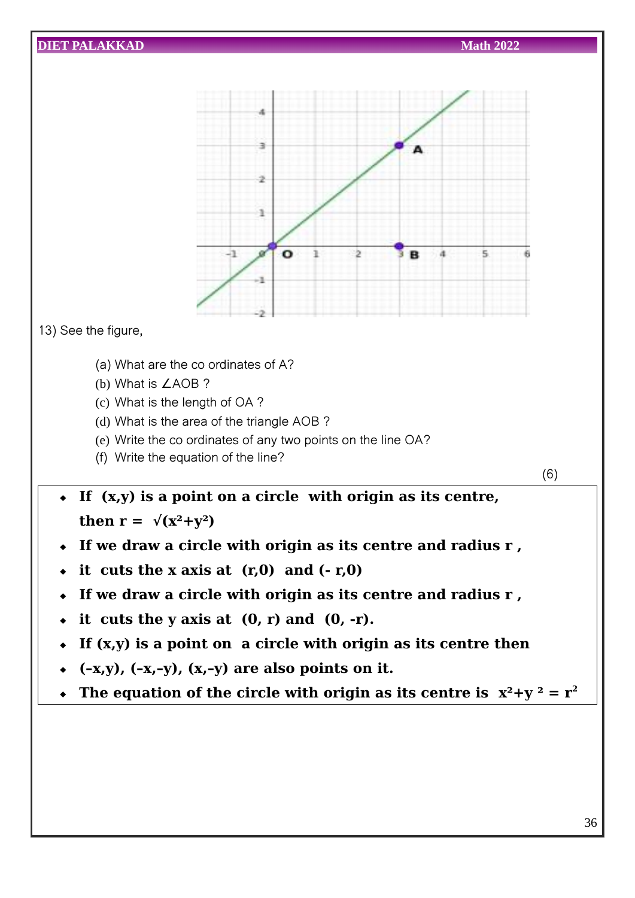13) See the figure,

(a) What are the co ordinates of A?

(b) What is ∠AOB ?

(c) What is the length of OA ?

(d) What is the area of the triangle AOB ?

(e) Write the co ordinates of any two points on the line OA?

(f) Write the equation of the line?

(6)

- **If (x,y) is a point on a circle with origin as its centre, then r = $\sqrt{(x^2+y^2)}$**
- **If we draw a circle with origin as its centre and radius r ,**
- **it cuts the x axis at (r,0) and (- r,0)**
- **If we draw a circle with origin as its centre and radius r ,**
- **it cuts the y axis at (0, r) and (0, -r).**
- **If (x,y) is a point on a circle with origin as its centre then**
- **(–x,y), (–x,–y), (x,–y) are also points on it.**
- **The equation of the circle with origin as its centre is $x^2+y^2 = r^2$**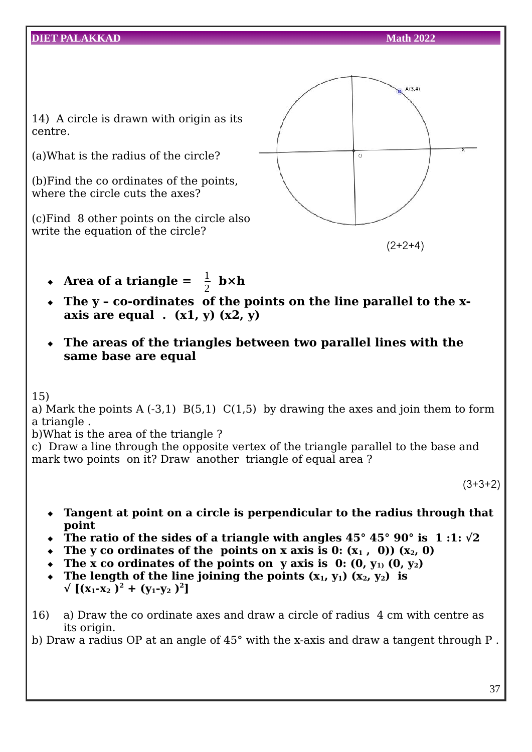14) A circle is drawn with origin as its centre.

(a)What is the radius of the circle?

(b)Find the co ordinates of the points, where the circle cuts the axes?

(c)Find 8 other points on the circle also write the equation of the circle?

(2+2+4)

- **Area of a triangle = $\frac{1}{2}$ b×h**
- **The y – co-ordinates of the points on the line parallel to the x-axis are equal . (x1, y) (x2, y)**
- **The areas of the triangles between two parallel lines with the same base are equal**

15)
a) Mark the points A (-3,1) B(5,1) C(1,5) by drawing the axes and join them to form a triangle .
b)What is the area of the triangle ?
c) Draw a line through the opposite vertex of the triangle parallel to the base and mark two points on it? Draw another triangle of equal area ?

(3+3+2)

- **Tangent at point on a circle is perpendicular to the radius through that point**
- **The ratio of the sides of a triangle with angles 45° 45° 90° is 1 :1: √2**
- **The y co ordinates of the points on x axis is 0: ($x_1$ , 0)) ($x_2$, 0)**
- **The x co ordinates of the points on y axis is 0: (0, $y_1$) (0, $y_2$)**
- **The length of the line joining the points ($x_1$, $y_1$) ($x_2$, $y_2$) is $\sqrt{(x_1-x_2)^2 + (y_1-y_2)^2}$**

16) a) Draw the co ordinate axes and draw a circle of radius 4 cm with centre as its origin.
b) Draw a radius OP at an angle of 45° with the x-axis and draw a tangent through P .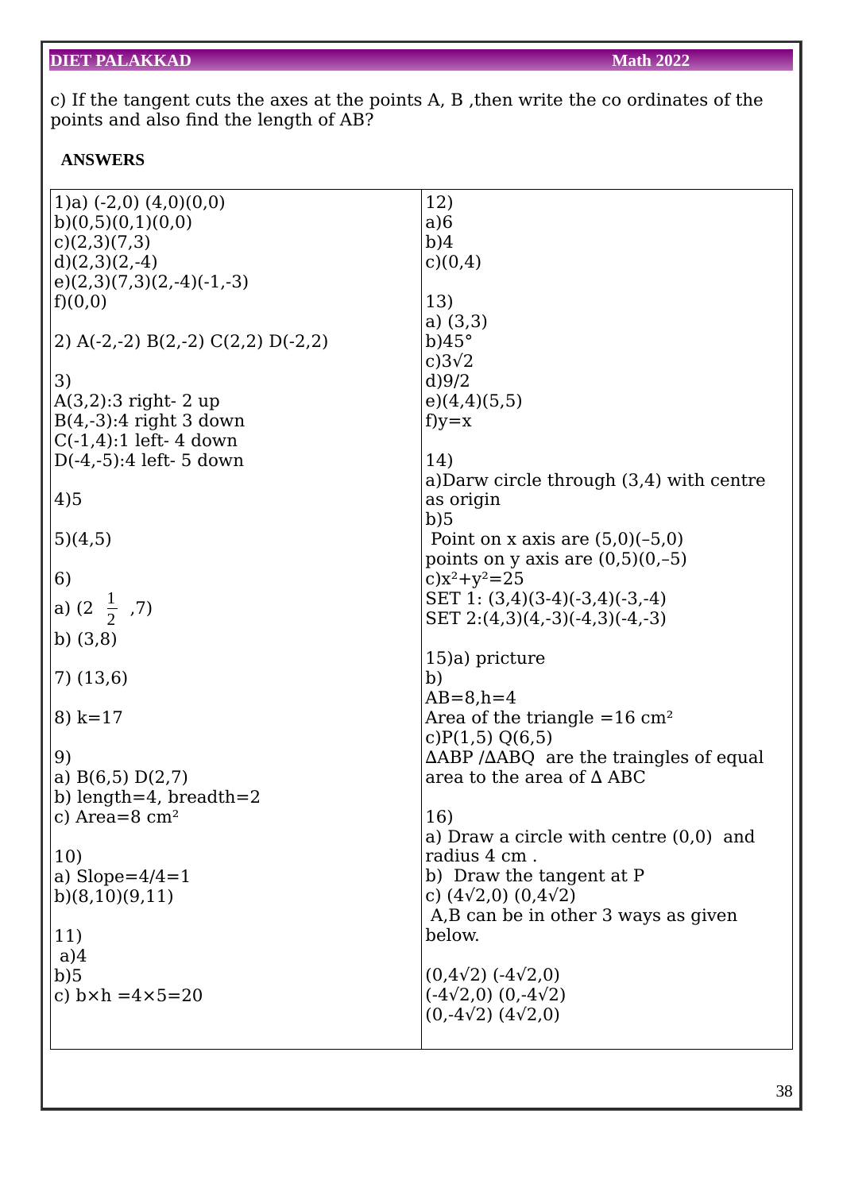c) If the tangent cuts the axes at the points A, B ,then write the co ordinates of the points and also find the length of AB?

**ANSWERS**

1)a) (-2,0) (4,0)(0,0)
b)(0,5)(0,1)(0,0)
c)(2,3)(7,3)
d)(2,3)(2,-4)
e)(2,3)(7,3)(2,-4)(-1,-3)
f)(0,0)

2) A(-2,-2) B(2,-2) C(2,2) D(-2,2)

3)
A(3,2):3 right- 2 up
B(4,-3):4 right 3 down
C(-1,4):1 left- 4 down
D(-4,-5):4 left- 5 down

4)5

5)(4,5)

6)
a) $(2\frac{1}{2}, 7)$
b) (3,8)

7) (13,6)

8) k=17

9)
a) B(6,5) D(2,7)
b) length=4, breadth=2
c) Area=8 $cm^2$

10)
a) Slope=4/4=1
b)(8,10)(9,11)

11)
a)4
b)5
c) $b \times h = 4 \times 5 = 20$

12)
a)6
b)4
c)(0,4)

13)
a) (3,3)
b)45°
c)$3\sqrt{2}$
d)9/2
e)(4,4)(5,5)
f)y=x

14)
a)Darw circle through (3,4) with centre as origin
b)5
Point on x axis are (5,0)(–5,0)
points on y axis are (0,5)(0,–5)
c)$x^2+y^2=25$
SET 1: (3,4)(3-4)(-3,4)(-3,-4)
SET 2:(4,3)(4,-3)(-4,3)(-4,-3)

15)a) pricture
b)
AB=8,h=4
Area of the triangle =16 $cm^2$
c)P(1,5) Q(6,5)
ΔABP /ΔABQ are the traingles of equal area to the area of Δ ABC

16)
a) Draw a circle with centre (0,0) and radius 4 cm .
b) Draw the tangent at P
c) $(4\sqrt{2},0)$ $(0,4\sqrt{2})$
A,B can be in other 3 ways as given below.

$(0,4\sqrt{2})$ $(-4\sqrt{2},0)$
$(-4\sqrt{2},0)$ $(0,-4\sqrt{2})$
$(0,-4\sqrt{2})$ $(4\sqrt{2},0)$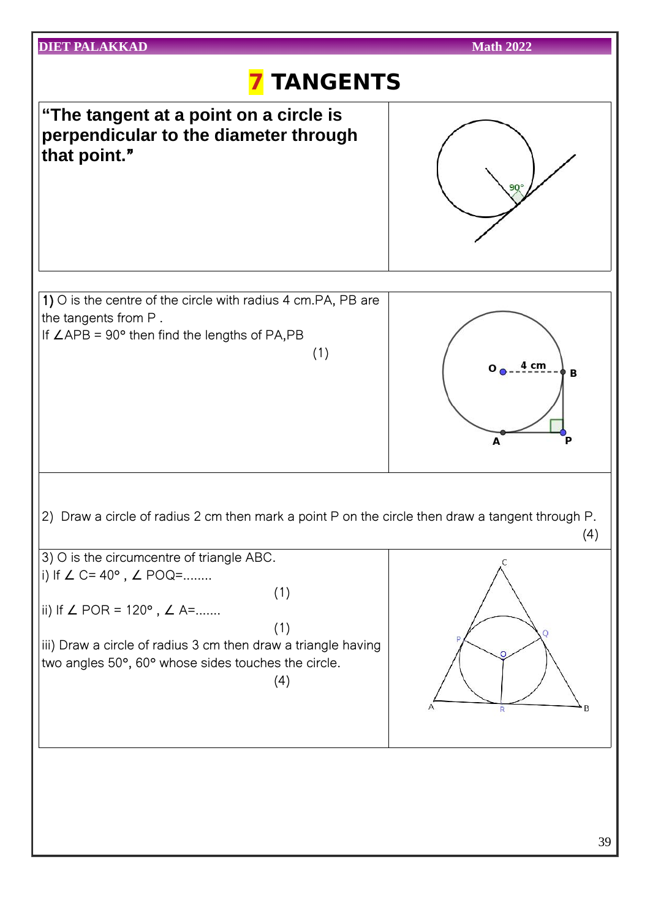# 7 TANGENTS

**"The tangent at a point on a circle is perpendicular to the diameter through that point."**

1) O is the centre of the circle with radius 4 cm.PA, PB are the tangents from P .
If ∠APB = 90° then find the lengths of PA,PB
(1)

2) Draw a circle of radius 2 cm then mark a point P on the circle then draw a tangent through P.
(4)

3) O is the circumcentre of triangle ABC.
i) If ∠ C= 40° , ∠ POQ=........
(1)
ii) If ∠ POR = 120° , ∠ A=.......
(1)
iii) Draw a circle of radius 3 cm then draw a triangle having two angles 50°, 60° whose sides touches the circle.
(4)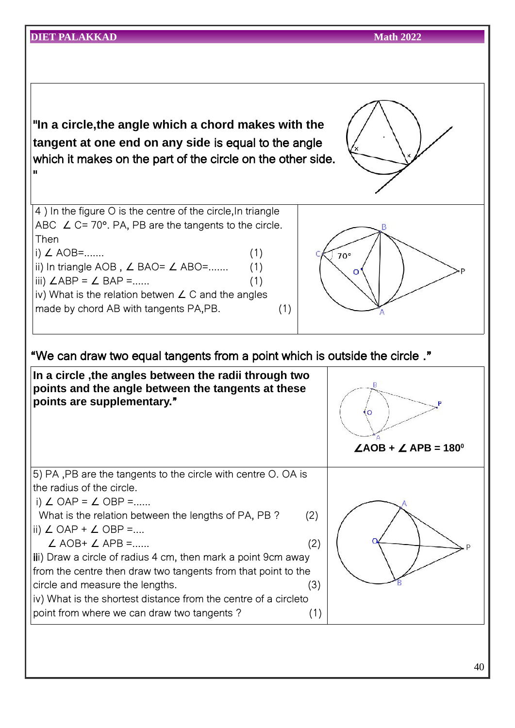**"In a circle,the angle which a chord makes with the tangent at one end on any side** is equal to the angle which it makes on the part of the circle on the other side. "

4 ) In the figure O is the centre of the circle,In triangle ABC ∠ C= 70°. PA, PB are the tangents to the circle. Then

i) ∠ AOB=....... (1)

ii) In triangle AOB , ∠ BAO= ∠ ABO=....... (1)

iii) ∠ABP = ∠ BAP =...... (1)

iv) What is the relation betwen ∠ C and the angles made by chord AB with tangents PA,PB. (1)

"We can draw two equal tangents from a point which is outside the circle ."

**In a circle ,the angles between the radii through two points and the angle between the tangents at these points are supplementary."**

**∠AOB + ∠ APB = 180⁰**

5) PA ,PB are the tangents to the circle with centre O. OA is the radius of the circle.

i) ∠ OAP = ∠ OBP =......

What is the relation between the lengths of PA, PB ? (2)

ii) ∠ OAP + ∠ OBP =....

∠ AOB+ ∠ APB =...... (2)

iii) Draw a circle of radius 4 cm, then mark a point 9cm away from the centre then draw two tangents from that point to the circle and measure the lengths. (3)

iv) What is the shortest distance from the centre of a circleto point from where we can draw two tangents ? (1)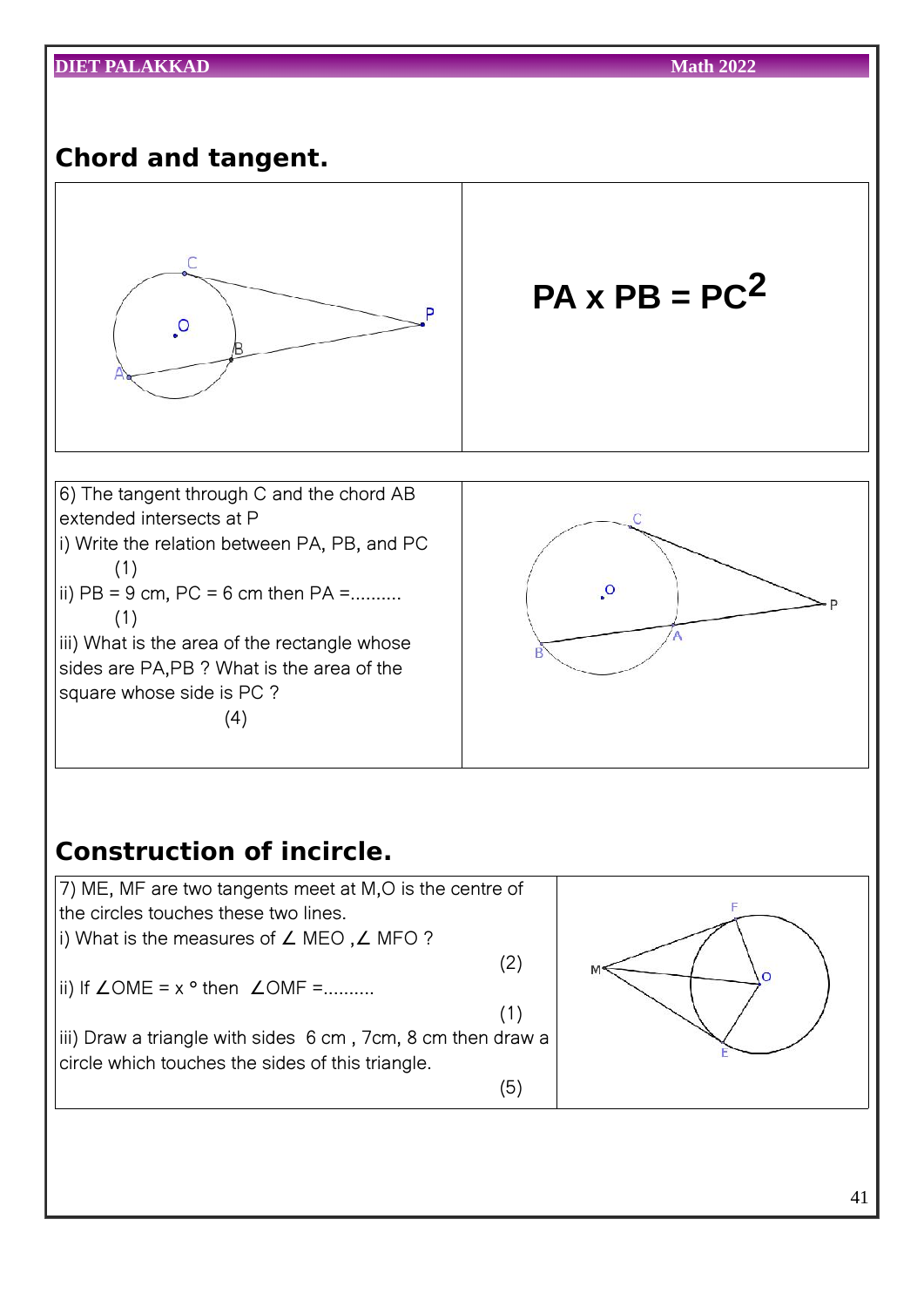## Chord and tangent.

$$PA \times PB = PC^2$$

6) The tangent through C and the chord AB extended intersects at P

i) Write the relation between PA, PB, and PC (1)

ii) PB = 9 cm, PC = 6 cm then PA =.......... (1)

iii) What is the area of the rectangle whose sides are PA,PB ? What is the area of the square whose side is PC ? (4)

## Construction of incircle.

7) ME, MF are two tangents meet at M,O is the centre of the circles touches these two lines.

i) What is the measures of ∠ MEO ,∠ MFO ? (2)

ii) If ∠OME = x ° then ∠OMF =.......... (1)

iii) Draw a triangle with sides 6 cm , 7cm, 8 cm then draw a circle which touches the sides of this triangle. (5)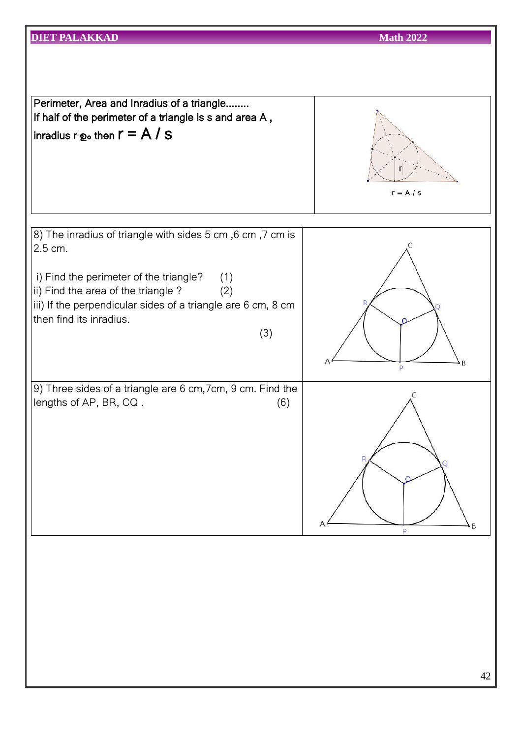Perimeter, Area and Inradius of a triangle........

If half of the perimeter of a triangle is s and area A , inradius r ഉം then $r = A / s$

$r = A / s$

8) The inradius of triangle with sides 5 cm ,6 cm ,7 cm is 2.5 cm.

i) Find the perimeter of the triangle? (1)

ii) Find the area of the triangle ? (2)

iii) If the perpendicular sides of a triangle are 6 cm, 8 cm then find its inradius. (3)

9) Three sides of a triangle are 6 cm,7cm, 9 cm. Find the lengths of AP, BR, CQ . (6)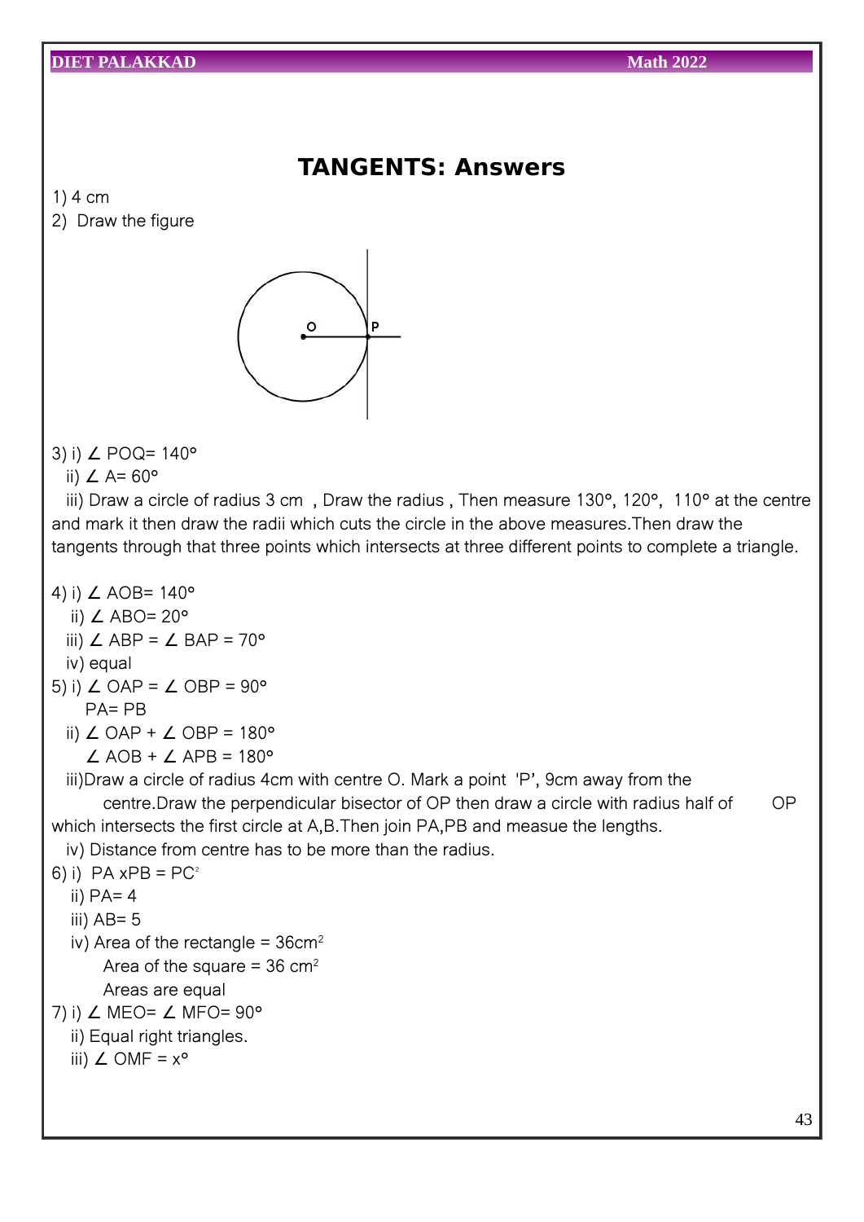# TANGENTS: Answers

1) 4 cm

2) Draw the figure

3) i) ∠ POQ= 140°

ii) ∠ A= 60°

iii) Draw a circle of radius 3 cm , Draw the radius , Then measure 130°, 120°, 110° at the centre and mark it then draw the radii which cuts the circle in the above measures.Then draw the tangents through that three points which intersects at three different points to complete a triangle.

4) i) ∠ AOB= 140°

ii) ∠ ABO= 20°

iii) ∠ ABP = ∠ BAP = 70°

iv) equal

5) i) ∠ OAP = ∠ OBP = 90°

PA= PB

ii) ∠ OAP + ∠ OBP = 180°

∠ AOB + ∠ APB = 180°

iii)Draw a circle of radius 4cm with centre O. Mark a point 'P', 9cm away from the centre.Draw the perpendicular bisector of OP then draw a circle with radius half of OP which intersects the first circle at A,B.Then join PA,PB and measue the lengths.

iv) Distance from centre has to be more than the radius.

6) i) $PA \times PB = PC^2$

ii) PA= 4

iii) AB= 5

iv) Area of the rectangle = 36cm$^2$

Area of the square = 36 cm$^2$

Areas are equal

7) i) ∠ MEO= ∠ MFO= 90°

ii) Equal right triangles.

iii) ∠ OMF = x°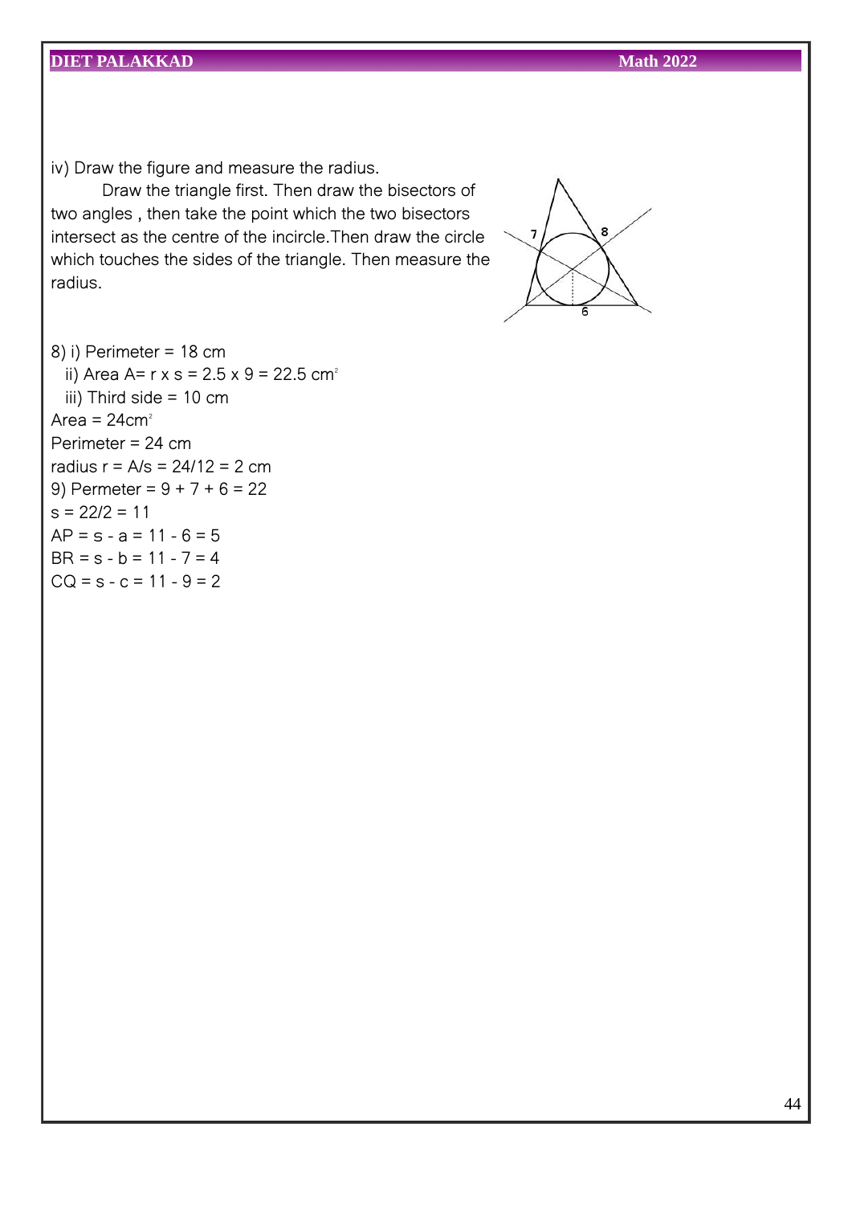iv) Draw the figure and measure the radius.

Draw the triangle first. Then draw the bisectors of two angles , then take the point which the two bisectors intersect as the centre of the incircle.Then draw the circle which touches the sides of the triangle. Then measure the radius.

8) i) Perimeter = 18 cm

ii) Area A= r x s = 2.5 x 9 = 22.5 $cm^2$

iii) Third side = 10 cm

Area = 24$cm^2$

Perimeter = 24 cm

radius r = A/s = 24/12 = 2 cm

9) Permeter = 9 + 7 + 6 = 22

s = 22/2 = 11

AP = s - a = 11 - 6 = 5

BR = s - b = 11 - 7 = 4

CQ = s - c = 11 - 9 = 2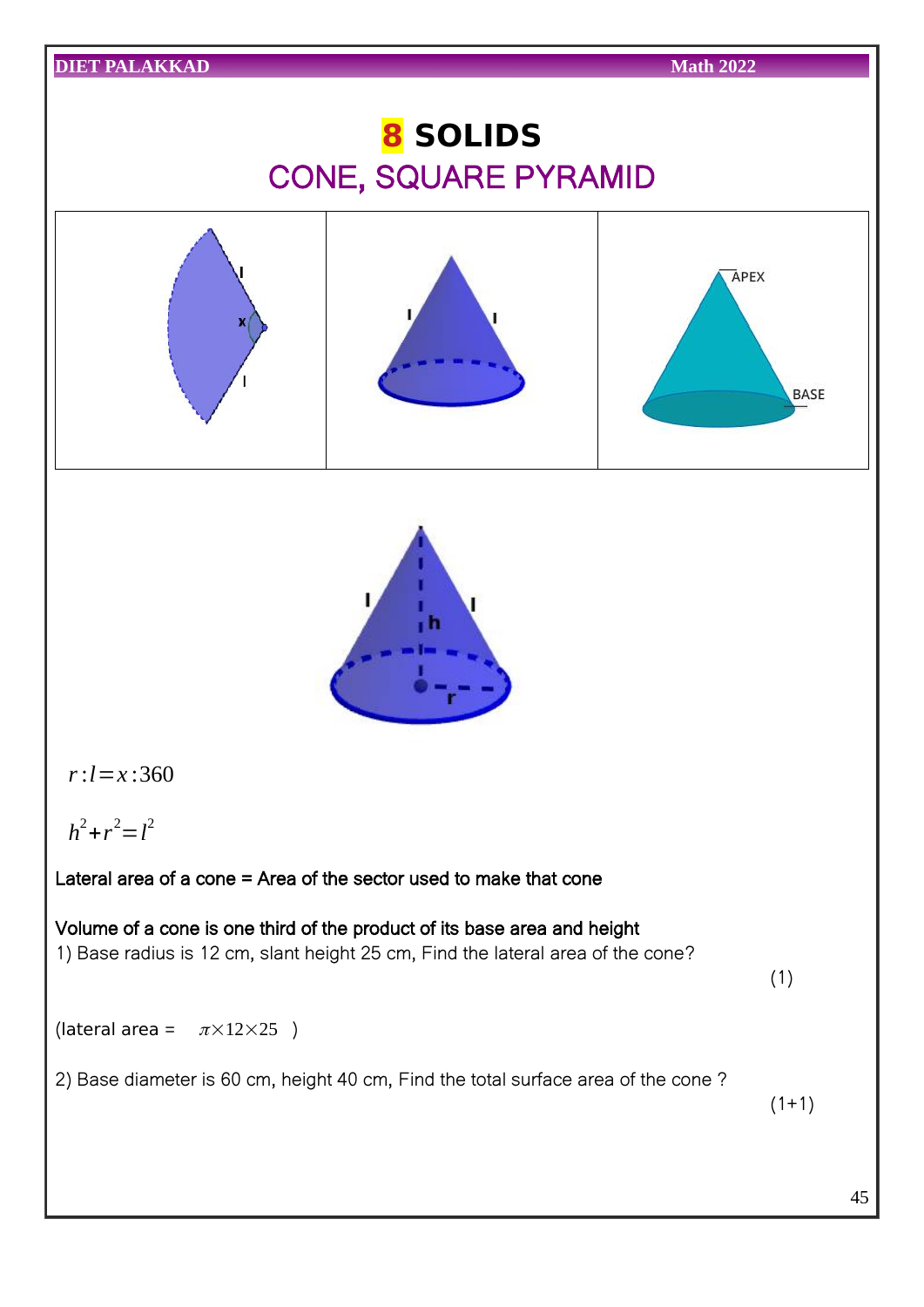# 8 SOLIDS

## CONE, SQUARE PYRAMID

$r:l = x:360$

$h^2 + r^2 = l^2$

Lateral area of a cone = Area of the sector used to make that cone

Volume of a cone is one third of the product of its base area and height

1) Base radius is 12 cm, slant height 25 cm, Find the lateral area of the cone? (1)

(lateral area = $\pi \times 12 \times 25$ )

2) Base diameter is 60 cm, height 40 cm, Find the total surface area of the cone ? (1+1)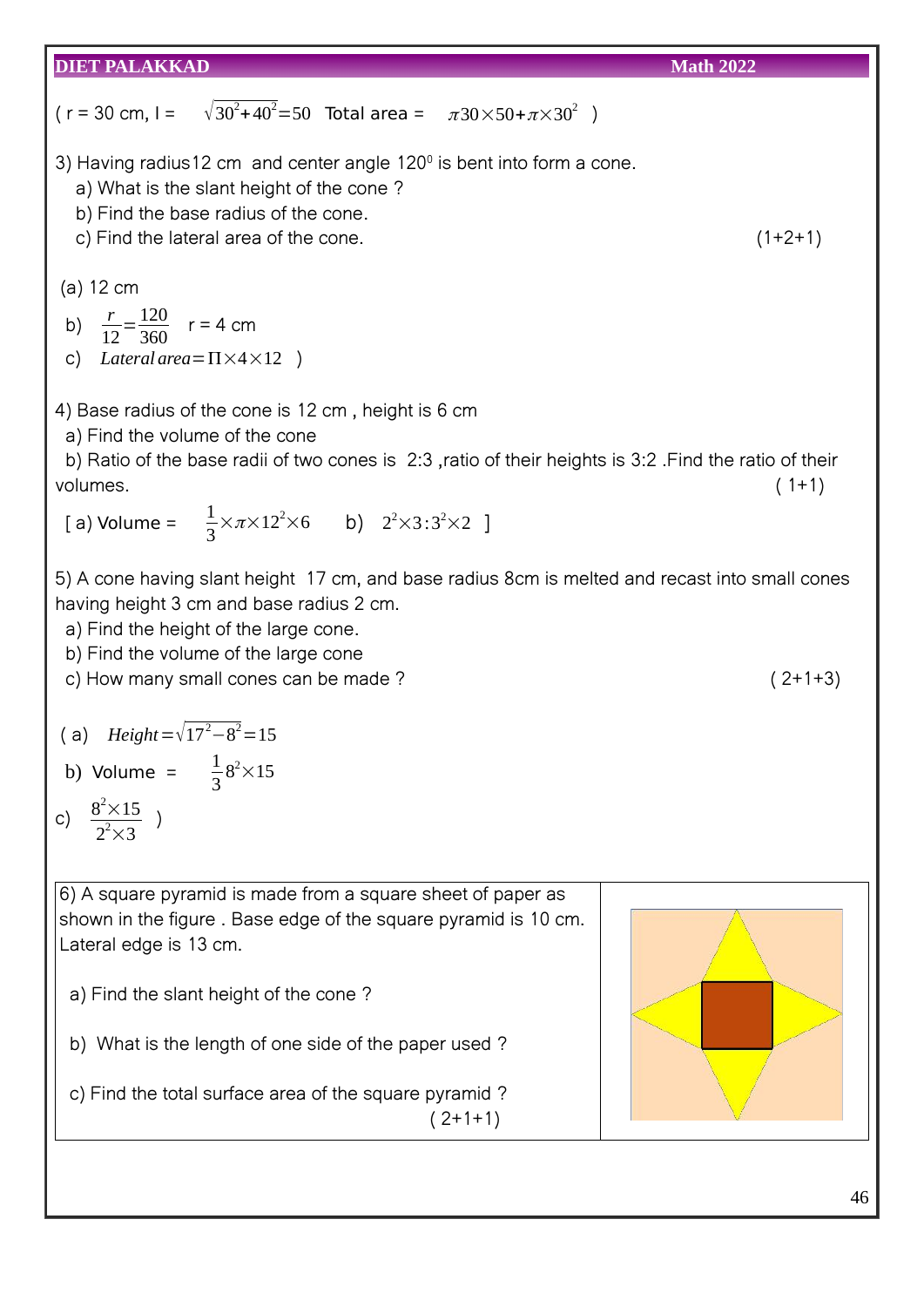( r = 30 cm, l = $\sqrt{30^2+40^2}=50$ Total area = $\pi 30\times 50+\pi\times 30^2$ )

3) Having radius12 cm and center angle $120^0$ is bent into form a cone.

a) What is the slant height of the cone ?

b) Find the base radius of the cone.

c) Find the lateral area of the cone. (1+2+1)

(a) 12 cm

b) $\frac{r}{12}=\frac{120}{360}$ r = 4 cm

c) $Lateral\ area=\Pi\times 4\times 12$ )

4) Base radius of the cone is 12 cm , height is 6 cm

a) Find the volume of the cone

b) Ratio of the base radii of two cones is 2:3 ,ratio of their heights is 3:2 .Find the ratio of their volumes. ( 1+1)

[ a) Volume = $\frac{1}{3}\times\pi\times 12^2\times 6$ b) $2^2\times 3:3^2\times 2$ ]

5) A cone having slant height 17 cm, and base radius 8cm is melted and recast into small cones having height 3 cm and base radius 2 cm.

a) Find the height of the large cone.

b) Find the volume of the large cone

c) How many small cones can be made ? ( 2+1+3)

( a) $Height=\sqrt{17^2-8^2}=15$

b) Volume = $\frac{1}{3}8^2\times 15$

c) $\frac{8^2\times 15}{2^2\times 3}$ )

6) A square pyramid is made from a square sheet of paper as shown in the figure . Base edge of the square pyramid is 10 cm. Lateral edge is 13 cm.

a) Find the slant height of the cone ?

b) What is the length of one side of the paper used ?

c) Find the total surface area of the square pyramid ? ( 2+1+1)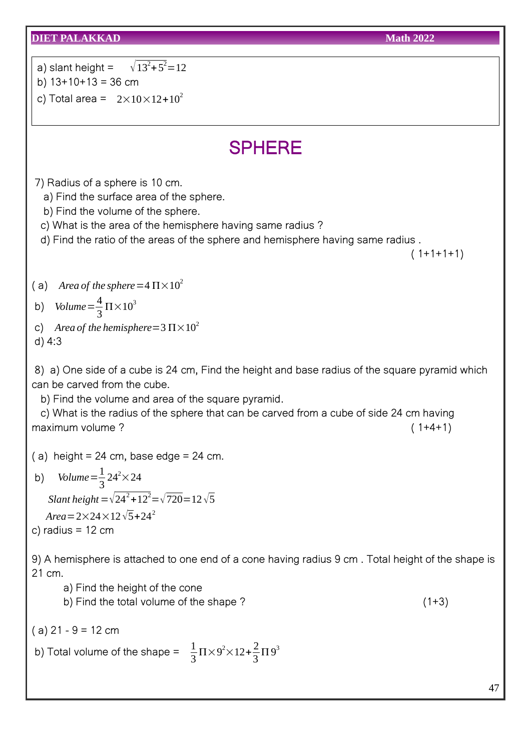a) slant height = $\sqrt{13^2+5^2}=12$

b) 13+10+13 = 36 cm

c) Total area = $2\times10\times12+10^2$

# SPHERE

7) Radius of a sphere is 10 cm.

a) Find the surface area of the sphere.

b) Find the volume of the sphere.

c) What is the area of the hemisphere having same radius ?

d) Find the ratio of the areas of the sphere and hemisphere having same radius .

( 1+1+1+1)

( a) $\textit{Area of the sphere}=4\,\Pi\times10^2$

b) $\textit{Volume}=\frac{4}{3}\Pi\times10^3$

c) $\textit{Area of the hemisphere}=3\,\Pi\times10^2$

d) 4:3

8) a) One side of a cube is 24 cm, Find the height and base radius of the square pyramid which can be carved from the cube.

b) Find the volume and area of the square pyramid.

c) What is the radius of the sphere that can be carved from a cube of side 24 cm having maximum volume ?

( 1+4+1)

( a) height = 24 cm, base edge = 24 cm.

b) $\textit{Volume}=\frac{1}{3}24^2\times24$

$\textit{Slant height}=\sqrt{24^2+12^2}=\sqrt{720}=12\sqrt{5}$

$\textit{Area}=2\times24\times12\sqrt{5}+24^2$

c) radius = 12 cm

9) A hemisphere is attached to one end of a cone having radius 9 cm . Total height of the shape is 21 cm.

a) Find the height of the cone

b) Find the total volume of the shape ?

(1+3)

( a) 21 - 9 = 12 cm

b) Total volume of the shape = $\frac{1}{3}\Pi\times9^2\times12+\frac{2}{3}\Pi\,9^3$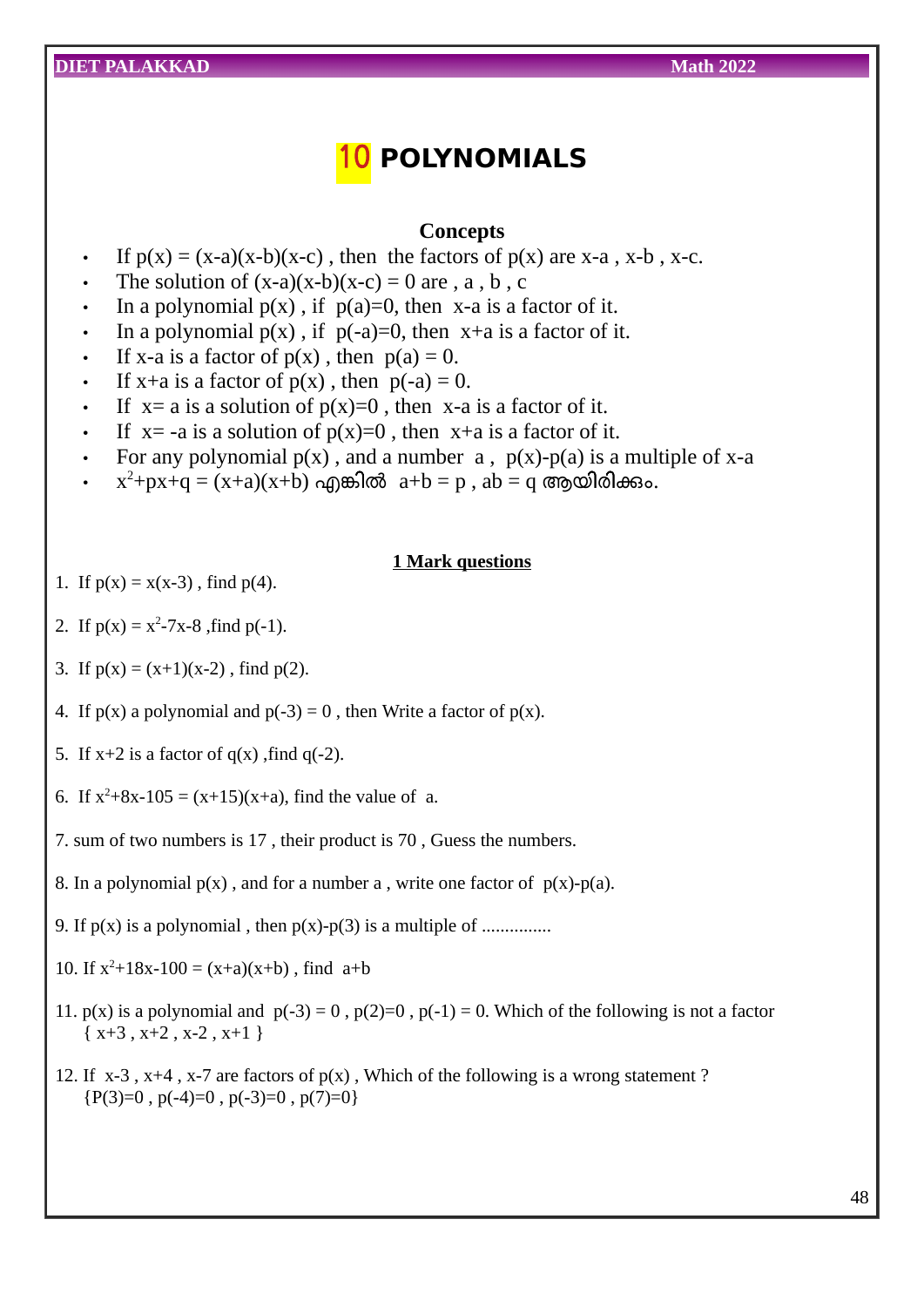# 10 POLYNOMIALS

## Concepts

- If $p(x) = (x-a)(x-b)(x-c)$ , then the factors of $p(x)$ are $x-a$ , $x-b$ , $x-c$.
- The solution of $(x-a)(x-b)(x-c) = 0$ are , a , b , c
- In a polynomial $p(x)$ , if $p(a)=0$, then $x-a$ is a factor of it.
- In a polynomial $p(x)$ , if $p(-a)=0$, then $x+a$ is a factor of it.
- If $x-a$ is a factor of $p(x)$ , then $p(a) = 0$.
- If $x+a$ is a factor of $p(x)$ , then $p(-a) = 0$.
- If $x= a$ is a solution of $p(x)=0$ , then $x-a$ is a factor of it.
- If $x= -a$ is a solution of $p(x)=0$ , then $x+a$ is a factor of it.
- For any polynomial $p(x)$ , and a number a , $p(x)-p(a)$ is a multiple of $x-a$
- $x^2+px+q = (x+a)(x+b)$ എങ്കിൽ $a+b = p$ , $ab = q$ ആയിരിക്കും.

## 1 Mark questions

1. If $p(x) = x(x-3)$ , find $p(4)$.

2. If $p(x) = x^2-7x-8$ ,find $p(-1)$.

3. If $p(x) = (x+1)(x-2)$ , find $p(2)$.

4. If $p(x)$ a polynomial and $p(-3) = 0$ , then Write a factor of $p(x)$.

5. If $x+2$ is a factor of $q(x)$ ,find $q(-2)$.

6. If $x^2+8x-105 = (x+15)(x+a)$, find the value of a.

7. sum of two numbers is 17 , their product is 70 , Guess the numbers.

8. In a polynomial $p(x)$ , and for a number a , write one factor of $p(x)-p(a)$.

9. If $p(x)$ is a polynomial , then $p(x)-p(3)$ is a multiple of ...............

10. If $x^2+18x-100 = (x+a)(x+b)$ , find $a+b$

11. $p(x)$ is a polynomial and $p(-3) = 0$ , $p(2)=0$ , $p(-1) = 0$. Which of the following is not a factor
    { $x+3$ , $x+2$ , $x-2$ , $x+1$ }

12. If $x-3$ , $x+4$ , $x-7$ are factors of $p(x)$ , Which of the following is a wrong statement ?
    {$P(3)=0$ , $p(-4)=0$ , $p(-3)=0$ , $p(7)=0$}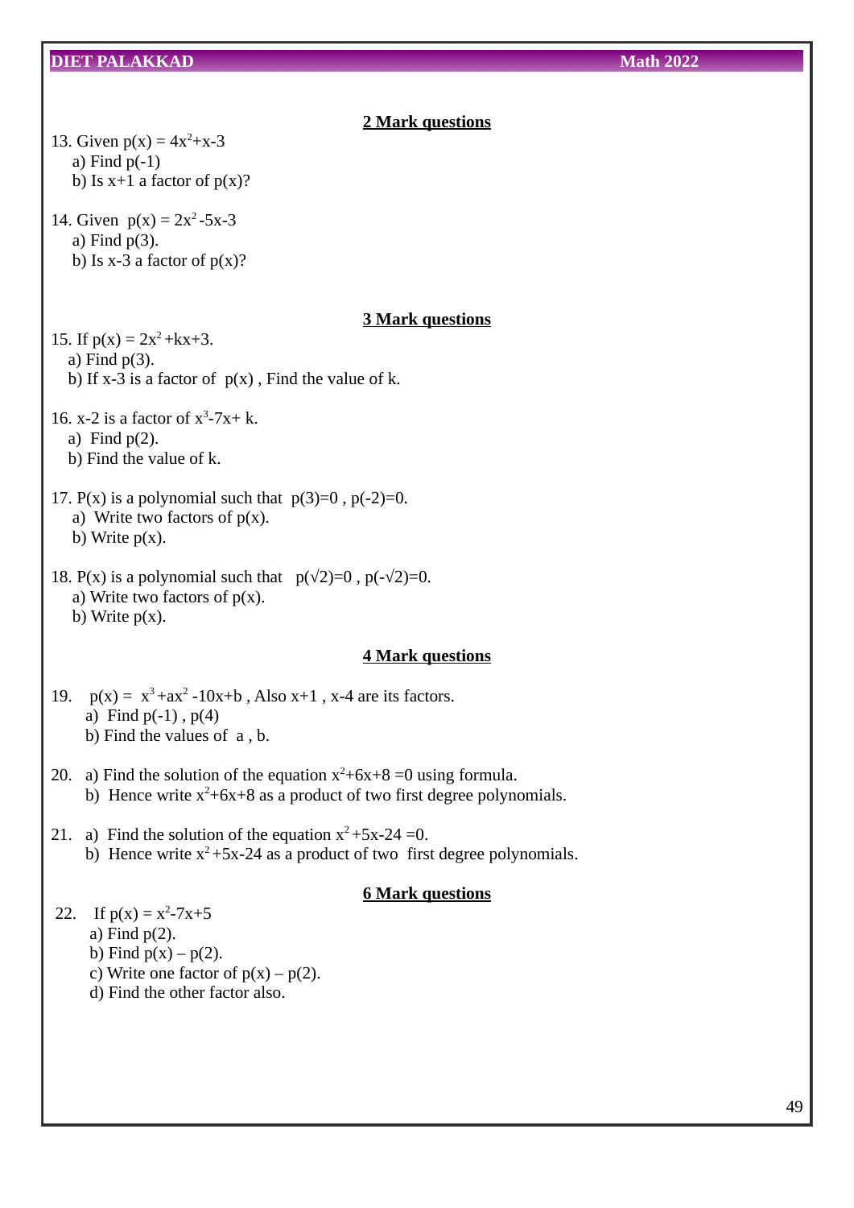## 2 Mark questions

13. Given $p(x) = 4x^2+x-3$
    a) Find $p(-1)$
    b) Is $x+1$ a factor of $p(x)$?

14. Given $p(x) = 2x^2-5x-3$
    a) Find $p(3)$.
    b) Is $x-3$ a factor of $p(x)$?

## 3 Mark questions

15. If $p(x) = 2x^2+kx+3$.
    a) Find $p(3)$.
    b) If $x-3$ is a factor of $p(x)$, Find the value of k.

16. $x-2$ is a factor of $x^3-7x+k$.
    a) Find $p(2)$.
    b) Find the value of k.

17. $P(x)$ is a polynomial such that $p(3)=0$, $p(-2)=0$.
    a) Write two factors of $p(x)$.
    b) Write $p(x)$.

18. $P(x)$ is a polynomial such that $p(\sqrt{2})=0$, $p(-\sqrt{2})=0$.
    a) Write two factors of $p(x)$.
    b) Write $p(x)$.

## 4 Mark questions

19. $p(x) = x^3+ax^2-10x+b$, Also $x+1$, $x-4$ are its factors.
    a) Find $p(-1)$, $p(4)$
    b) Find the values of a, b.

20. a) Find the solution of the equation $x^2+6x+8=0$ using formula.
    b) Hence write $x^2+6x+8$ as a product of two first degree polynomials.

21. a) Find the solution of the equation $x^2+5x-24=0$.
    b) Hence write $x^2+5x-24$ as a product of two first degree polynomials.

## 6 Mark questions

22. If $p(x) = x^2-7x+5$
    a) Find $p(2)$.
    b) Find $p(x) – p(2)$.
    c) Write one factor of $p(x) – p(2)$.
    d) Find the other factor also.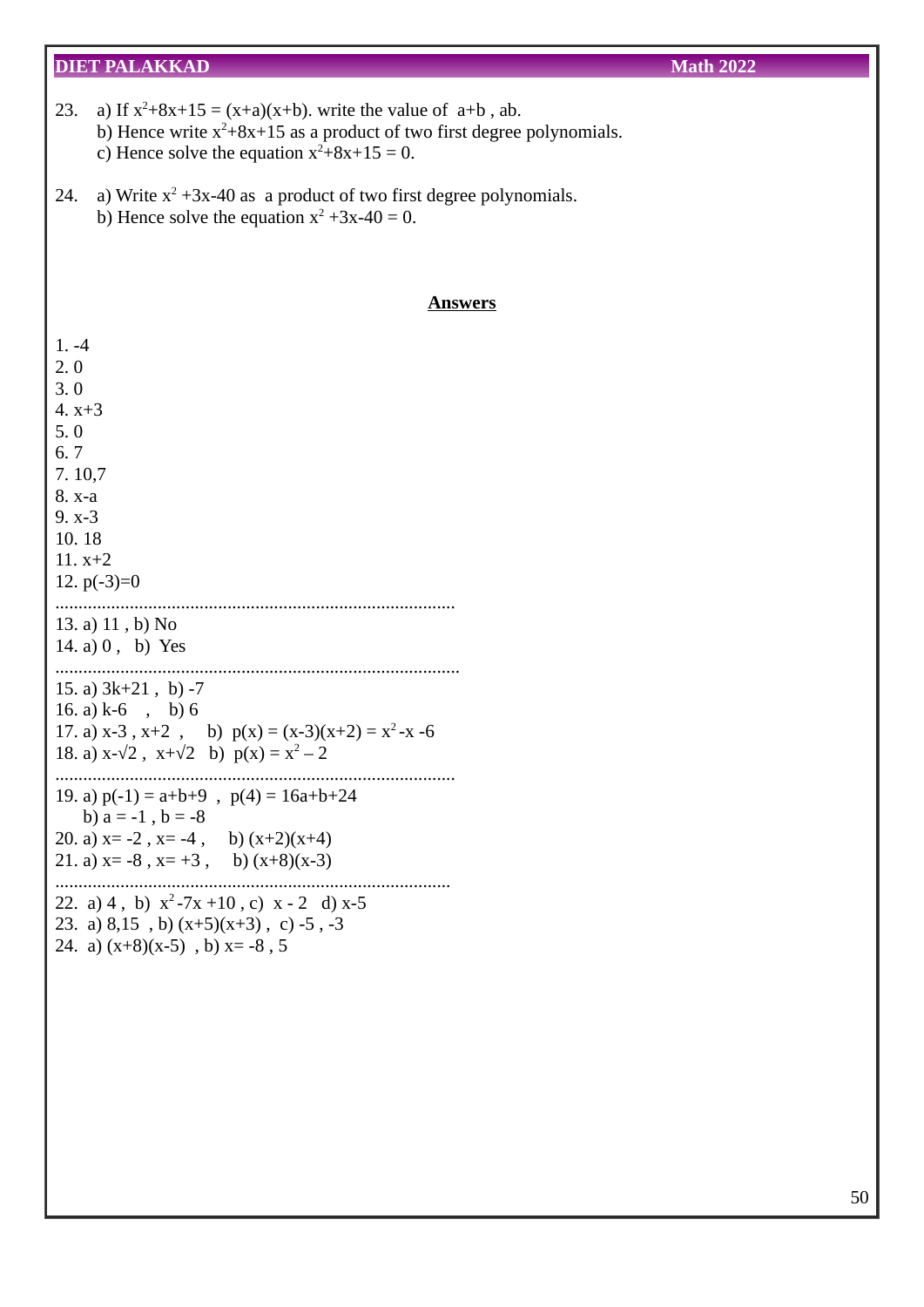23. a) If $x^2+8x+15 = (x+a)(x+b)$. write the value of $a+b$ , $ab$.
    b) Hence write $x^2+8x+15$ as a product of two first degree polynomials.
    c) Hence solve the equation $x^2+8x+15 = 0$.

24. a) Write $x^2 +3x-40$ as a product of two first degree polynomials.
    b) Hence solve the equation $x^2 +3x-40 = 0$.

## Answers

1. -4
2. 0
3. 0
4. $x+3$
5. 0
6. 7
7. 10,7
8. $x-a$
9. $x-3$
10. 18
11. $x+2$
12. $p(-3)=0$

......................................................................................

13. a) 11 , b) No
14. a) 0 , b) Yes

......................................................................................

15. a) $3k+21$ , b) -7
16. a) $k-6$ , b) 6
17. a) $x-3$ , $x+2$ , b) $p(x) = (x-3)(x+2) = x^2 -x -6$
18. a) $x-\sqrt{2}$ , $x+\sqrt{2}$ b) $p(x) = x^2 – 2$

......................................................................................

19. a) $p(-1) = a+b+9$ , $p(4) = 16a+b+24$
    b) $a = -1$ , $b = -8$
20. a) $x= -2$ , $x= -4$ , b) $(x+2)(x+4)$
21. a) $x= -8$ , $x= +3$ , b) $(x+8)(x-3)$

......................................................................................

22. a) 4 , b) $x^2 -7x +10$ , c) $x - 2$ d) $x-5$
23. a) 8,15 , b) $(x+5)(x+3)$ , c) -5 , -3
24. a) $(x+8)(x-5)$ , b) $x= -8$ , 5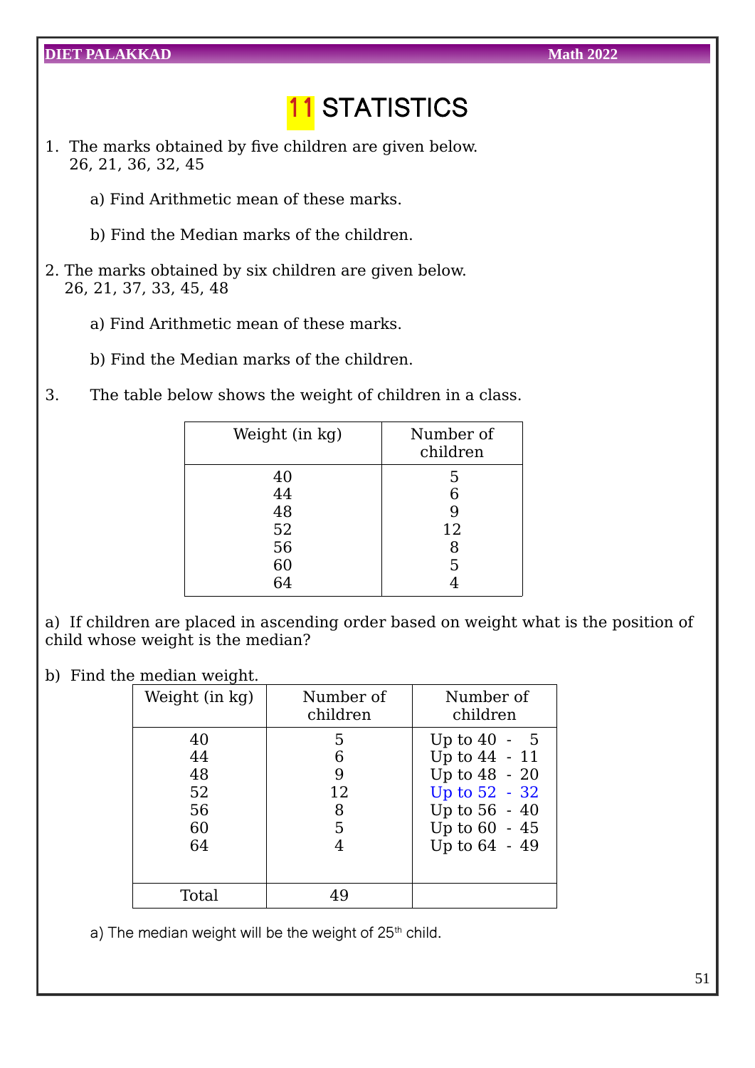# 11 STATISTICS

1. The marks obtained by five children are given below.
   26, 21, 36, 32, 45

   a) Find Arithmetic mean of these marks.

   b) Find the Median marks of the children.

2. The marks obtained by six children are given below.
   26, 21, 37, 33, 45, 48

   a) Find Arithmetic mean of these marks.

   b) Find the Median marks of the children.

3. The table below shows the weight of children in a class.

| Weight (in kg) | Number of children |
|---|---|
| 40 | 5 |
| 44 | 6 |
| 48 | 9 |
| 52 | 12 |
| 56 | 8 |
| 60 | 5 |
| 64 | 4 |

a) If children are placed in ascending order based on weight what is the position of child whose weight is the median?

b) Find the median weight.

| Weight (in kg) | Number of children | Number of children |
|---|---|---|
| 40 | 5 | Up to 40 - 5 |
| 44 | 6 | Up to 44 - 11 |
| 48 | 9 | Up to 48 - 20 |
| 52 | 12 | Up to 52 - 32 |
| 56 | 8 | Up to 56 - 40 |
| 60 | 5 | Up to 60 - 45 |
| 64 | 4 | Up to 64 - 49 |
| Total | 49 | |

a) The median weight will be the weight of 25th child.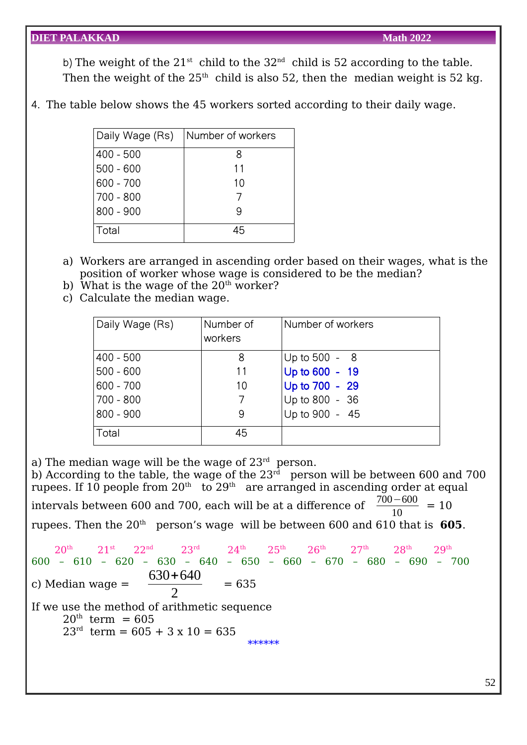b) The weight of the 21st child to the 32nd child is 52 according to the table. Then the weight of the 25th child is also 52, then the median weight is 52 kg.

4. The table below shows the 45 workers sorted according to their daily wage.

| Daily Wage (Rs) | Number of workers |
|---|---|
| 400 - 500 | 8 |
| 500 - 600 | 11 |
| 600 - 700 | 10 |
| 700 - 800 | 7 |
| 800 - 900 | 9 |
| Total | 45 |

a) Workers are arranged in ascending order based on their wages, what is the position of worker whose wage is considered to be the median?
b) What is the wage of the 20th worker?
c) Calculate the median wage.

| Daily Wage (Rs) | Number of workers | Number of workers |
|---|---|---|
| 400 - 500 | 8 | Up to 500 - 8 |
| 500 - 600 | 11 | Up to 600 - 19 |
| 600 - 700 | 10 | Up to 700 - 29 |
| 700 - 800 | 7 | Up to 800 - 36 |
| 800 - 900 | 9 | Up to 900 - 45 |
| Total | 45 | |

a) The median wage will be the wage of 23rd person.
b) According to the table, the wage of the 23rd person will be between 600 and 700 rupees. If 10 people from 20th to 29th are arranged in ascending order at equal intervals between 600 and 700, each will be at a difference of $\frac{700-600}{10} = 10$ rupees. Then the 20th person's wage will be between 600 and 610 that is **605**.

20th, 21st, 22nd, 23rd, 24th, 25th, 26th, 27th, 28th, 29th

600 – 610 – 620 – 630 – 640 – 650 – 660 – 670 – 680 – 690 – 700

c) Median wage = $\frac{630+640}{2} = 635$

If we use the method of arithmetic sequence

20th term = 605

23rd term = 605 + 3 x 10 = 635

******